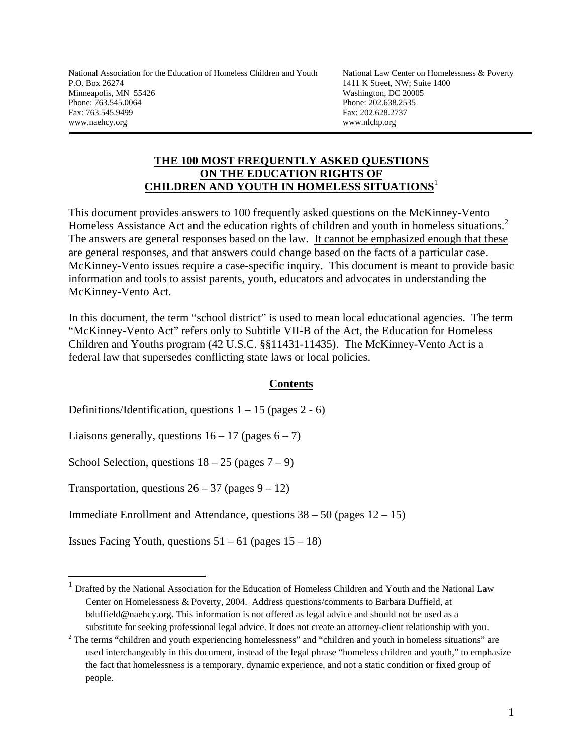National Association for the Education of Homeless Children and Youth
P.O. Box 26274
Minneapolis, MN 55426
Phone: 763.545.0064
Fax: 763.545.9499
www.naehcy.org

National Law Center on Homelessness & Poverty
1411 K Street, NW; Suite 1400
Washington, DC 20005
Phone: 202.638.2535
Fax: 202.628.2737
www.nlchp.org

---

# THE 100 MOST FREQUENTLY ASKED QUESTIONS ON THE EDUCATION RIGHTS OF CHILDREN AND YOUTH IN HOMELESS SITUATIONS[1]

This document provides answers to 100 frequently asked questions on the McKinney-Vento Homeless Assistance Act and the education rights of children and youth in homeless situations.[2] The answers are general responses based on the law. <u>It cannot be emphasized enough that these are general responses, and that answers could change based on the facts of a particular case. McKinney-Vento issues require a case-specific inquiry</u>. This document is meant to provide basic information and tools to assist parents, youth, educators and advocates in understanding the McKinney-Vento Act.

In this document, the term "school district" is used to mean local educational agencies. The term "McKinney-Vento Act" refers only to Subtitle VII-B of the Act, the Education for Homeless Children and Youths program (42 U.S.C. §§11431-11435). The McKinney-Vento Act is a federal law that supersedes conflicting state laws or local policies.

## Contents

Definitions/Identification, questions 1 – 15 (pages 2 - 6)

Liaisons generally, questions 16 – 17 (pages 6 – 7)

School Selection, questions 18 – 25 (pages 7 – 9)

Transportation, questions 26 – 37 (pages 9 – 12)

Immediate Enrollment and Attendance, questions 38 – 50 (pages 12 – 15)

Issues Facing Youth, questions 51 – 61 (pages 15 – 18)

---

[1] Drafted by the National Association for the Education of Homeless Children and Youth and the National Law Center on Homelessness & Poverty, 2004. Address questions/comments to Barbara Duffield, at bduffield@naehcy.org. This information is not offered as legal advice and should not be used as a substitute for seeking professional legal advice. It does not create an attorney-client relationship with you.

[2] The terms "children and youth experiencing homelessness" and "children and youth in homeless situations" are used interchangeably in this document, instead of the legal phrase "homeless children and youth," to emphasize the fact that homelessness is a temporary, dynamic experience, and not a static condition or fixed group of people.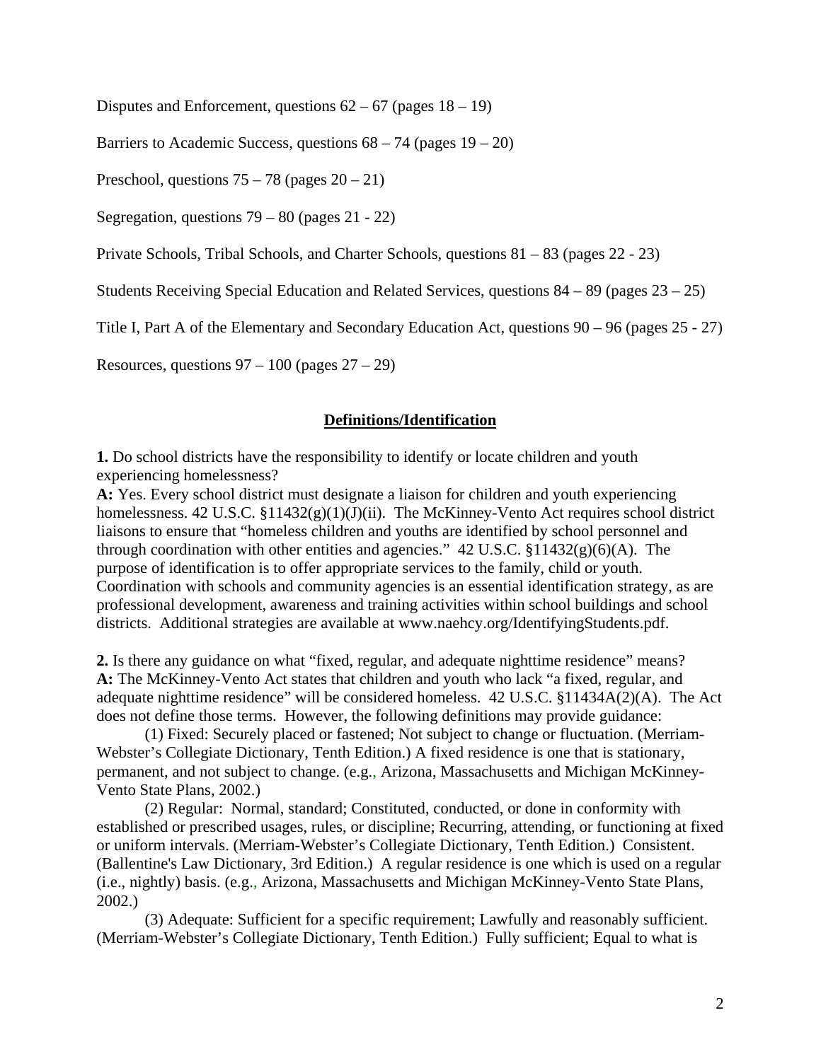Disputes and Enforcement, questions 62 – 67 (pages 18 – 19)

Barriers to Academic Success, questions 68 – 74 (pages 19 – 20)

Preschool, questions 75 – 78 (pages 20 – 21)

Segregation, questions 79 – 80 (pages 21 - 22)

Private Schools, Tribal Schools, and Charter Schools, questions 81 – 83 (pages 22 - 23)

Students Receiving Special Education and Related Services, questions 84 – 89 (pages 23 – 25)

Title I, Part A of the Elementary and Secondary Education Act, questions 90 – 96 (pages 25 - 27)

Resources, questions 97 – 100 (pages 27 – 29)

## Definitions/Identification

**1.** Do school districts have the responsibility to identify or locate children and youth experiencing homelessness?
**A:** Yes. Every school district must designate a liaison for children and youth experiencing homelessness. 42 U.S.C. §11432(g)(1)(J)(ii). The McKinney-Vento Act requires school district liaisons to ensure that "homeless children and youths are identified by school personnel and through coordination with other entities and agencies." 42 U.S.C. §11432(g)(6)(A). The purpose of identification is to offer appropriate services to the family, child or youth. Coordination with schools and community agencies is an essential identification strategy, as are professional development, awareness and training activities within school buildings and school districts. Additional strategies are available at www.naehcy.org/IdentifyingStudents.pdf.

**2.** Is there any guidance on what "fixed, regular, and adequate nighttime residence" means?
**A:** The McKinney-Vento Act states that children and youth who lack "a fixed, regular, and adequate nighttime residence" will be considered homeless. 42 U.S.C. §11434A(2)(A). The Act does not define those terms. However, the following definitions may provide guidance:

(1) Fixed: Securely placed or fastened; Not subject to change or fluctuation. (Merriam-Webster's Collegiate Dictionary, Tenth Edition.) A fixed residence is one that is stationary, permanent, and not subject to change. (e.g., Arizona, Massachusetts and Michigan McKinney-Vento State Plans, 2002.)

(2) Regular: Normal, standard; Constituted, conducted, or done in conformity with established or prescribed usages, rules, or discipline; Recurring, attending, or functioning at fixed or uniform intervals. (Merriam-Webster's Collegiate Dictionary, Tenth Edition.) Consistent. (Ballentine's Law Dictionary, 3rd Edition.) A regular residence is one which is used on a regular (i.e., nightly) basis. (e.g., Arizona, Massachusetts and Michigan McKinney-Vento State Plans, 2002.)

(3) Adequate: Sufficient for a specific requirement; Lawfully and reasonably sufficient. (Merriam-Webster's Collegiate Dictionary, Tenth Edition.) Fully sufficient; Equal to what is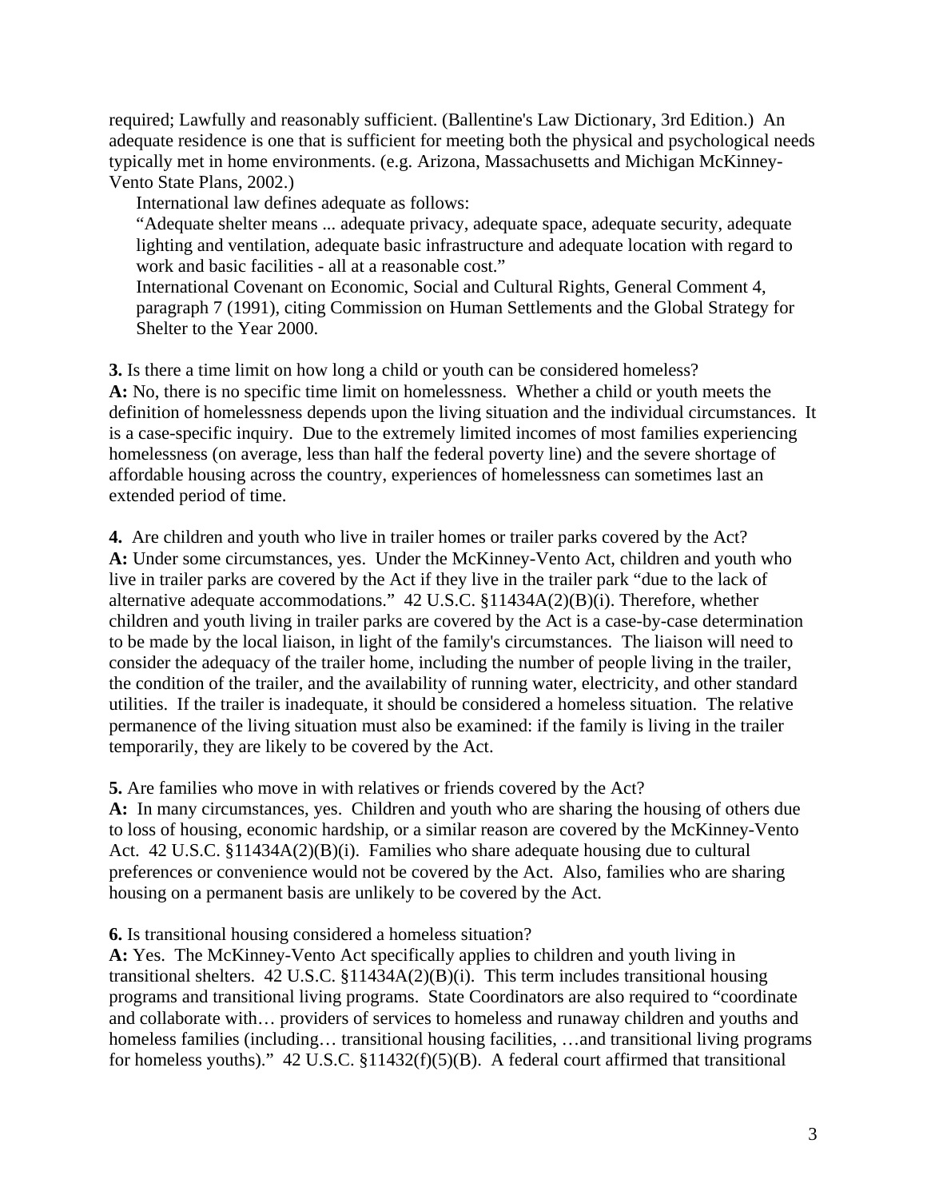required; Lawfully and reasonably sufficient. (Ballentine's Law Dictionary, 3rd Edition.) An adequate residence is one that is sufficient for meeting both the physical and psychological needs typically met in home environments. (e.g. Arizona, Massachusetts and Michigan McKinney-Vento State Plans, 2002.)

> International law defines adequate as follows:
>
> "Adequate shelter means ... adequate privacy, adequate space, adequate security, adequate lighting and ventilation, adequate basic infrastructure and adequate location with regard to work and basic facilities - all at a reasonable cost."
>
> International Covenant on Economic, Social and Cultural Rights, General Comment 4, paragraph 7 (1991), citing Commission on Human Settlements and the Global Strategy for Shelter to the Year 2000.

**3.** Is there a time limit on how long a child or youth can be considered homeless?
**A:** No, there is no specific time limit on homelessness. Whether a child or youth meets the definition of homelessness depends upon the living situation and the individual circumstances. It is a case-specific inquiry. Due to the extremely limited incomes of most families experiencing homelessness (on average, less than half the federal poverty line) and the severe shortage of affordable housing across the country, experiences of homelessness can sometimes last an extended period of time.

**4.** Are children and youth who live in trailer homes or trailer parks covered by the Act?
**A:** Under some circumstances, yes. Under the McKinney-Vento Act, children and youth who live in trailer parks are covered by the Act if they live in the trailer park "due to the lack of alternative adequate accommodations." 42 U.S.C. §11434A(2)(B)(i). Therefore, whether children and youth living in trailer parks are covered by the Act is a case-by-case determination to be made by the local liaison, in light of the family's circumstances. The liaison will need to consider the adequacy of the trailer home, including the number of people living in the trailer, the condition of the trailer, and the availability of running water, electricity, and other standard utilities. If the trailer is inadequate, it should be considered a homeless situation. The relative permanence of the living situation must also be examined: if the family is living in the trailer temporarily, they are likely to be covered by the Act.

**5.** Are families who move in with relatives or friends covered by the Act?
**A:** In many circumstances, yes. Children and youth who are sharing the housing of others due to loss of housing, economic hardship, or a similar reason are covered by the McKinney-Vento Act. 42 U.S.C. §11434A(2)(B)(i). Families who share adequate housing due to cultural preferences or convenience would not be covered by the Act. Also, families who are sharing housing on a permanent basis are unlikely to be covered by the Act.

**6.** Is transitional housing considered a homeless situation?
**A:** Yes. The McKinney-Vento Act specifically applies to children and youth living in transitional shelters. 42 U.S.C. §11434A(2)(B)(i). This term includes transitional housing programs and transitional living programs. State Coordinators are also required to "coordinate and collaborate with… providers of services to homeless and runaway children and youths and homeless families (including… transitional housing facilities, …and transitional living programs for homeless youths)." 42 U.S.C. §11432(f)(5)(B). A federal court affirmed that transitional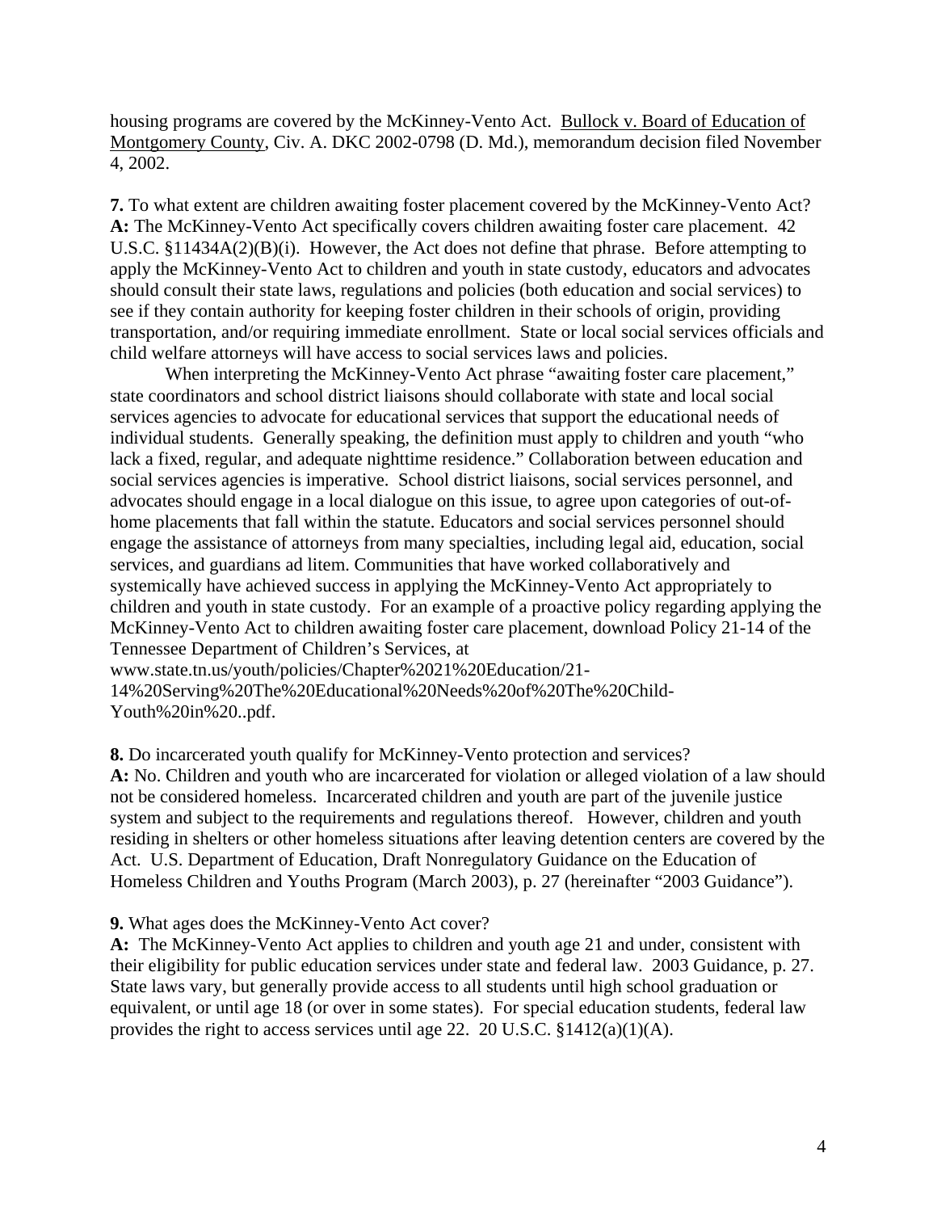housing programs are covered by the McKinney-Vento Act. Bullock v. Board of Education of Montgomery County, Civ. A. DKC 2002-0798 (D. Md.), memorandum decision filed November 4, 2002.

**7.** To what extent are children awaiting foster placement covered by the McKinney-Vento Act?
**A:** The McKinney-Vento Act specifically covers children awaiting foster care placement. 42 U.S.C. §11434A(2)(B)(i). However, the Act does not define that phrase. Before attempting to apply the McKinney-Vento Act to children and youth in state custody, educators and advocates should consult their state laws, regulations and policies (both education and social services) to see if they contain authority for keeping foster children in their schools of origin, providing transportation, and/or requiring immediate enrollment. State or local social services officials and child welfare attorneys will have access to social services laws and policies.

When interpreting the McKinney-Vento Act phrase "awaiting foster care placement," state coordinators and school district liaisons should collaborate with state and local social services agencies to advocate for educational services that support the educational needs of individual students. Generally speaking, the definition must apply to children and youth "who lack a fixed, regular, and adequate nighttime residence." Collaboration between education and social services agencies is imperative. School district liaisons, social services personnel, and advocates should engage in a local dialogue on this issue, to agree upon categories of out-of-home placements that fall within the statute. Educators and social services personnel should engage the assistance of attorneys from many specialties, including legal aid, education, social services, and guardians ad litem. Communities that have worked collaboratively and systemically have achieved success in applying the McKinney-Vento Act appropriately to children and youth in state custody. For an example of a proactive policy regarding applying the McKinney-Vento Act to children awaiting foster care placement, download Policy 21-14 of the Tennessee Department of Children's Services, at www.state.tn.us/youth/policies/Chapter%2021%20Education/21-14%20Serving%20The%20Educational%20Needs%20of%20The%20Child-Youth%20in%20..pdf.

**8.** Do incarcerated youth qualify for McKinney-Vento protection and services?
**A:** No. Children and youth who are incarcerated for violation or alleged violation of a law should not be considered homeless. Incarcerated children and youth are part of the juvenile justice system and subject to the requirements and regulations thereof. However, children and youth residing in shelters or other homeless situations after leaving detention centers are covered by the Act. U.S. Department of Education, Draft Nonregulatory Guidance on the Education of Homeless Children and Youths Program (March 2003), p. 27 (hereinafter "2003 Guidance").

**9.** What ages does the McKinney-Vento Act cover?
**A:** The McKinney-Vento Act applies to children and youth age 21 and under, consistent with their eligibility for public education services under state and federal law. 2003 Guidance, p. 27. State laws vary, but generally provide access to all students until high school graduation or equivalent, or until age 18 (or over in some states). For special education students, federal law provides the right to access services until age 22. 20 U.S.C. §1412(a)(1)(A).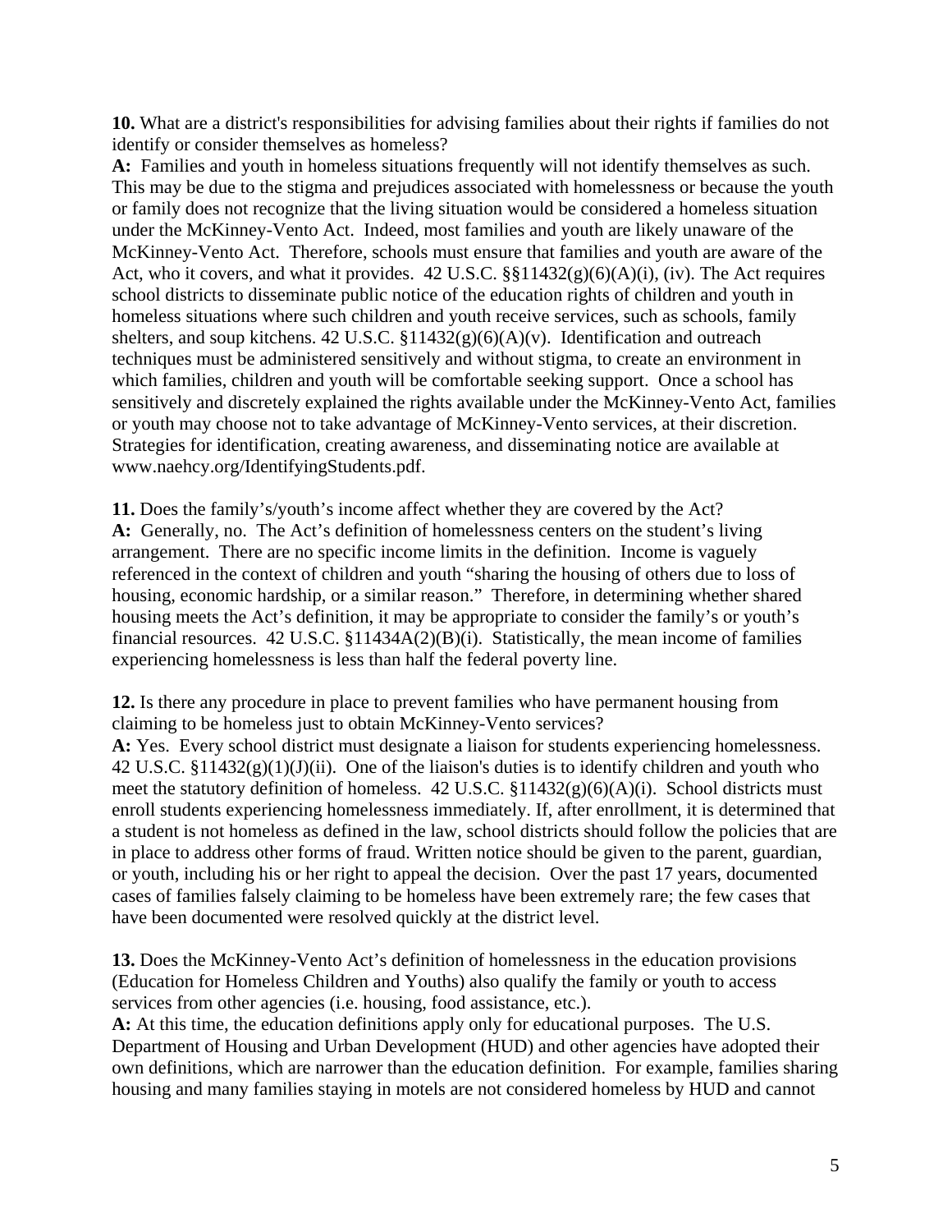**10.** What are a district's responsibilities for advising families about their rights if families do not identify or consider themselves as homeless?

**A:** Families and youth in homeless situations frequently will not identify themselves as such. This may be due to the stigma and prejudices associated with homelessness or because the youth or family does not recognize that the living situation would be considered a homeless situation under the McKinney-Vento Act. Indeed, most families and youth are likely unaware of the McKinney-Vento Act. Therefore, schools must ensure that families and youth are aware of the Act, who it covers, and what it provides. 42 U.S.C. §§11432(g)(6)(A)(i), (iv). The Act requires school districts to disseminate public notice of the education rights of children and youth in homeless situations where such children and youth receive services, such as schools, family shelters, and soup kitchens. 42 U.S.C. §11432(g)(6)(A)(v). Identification and outreach techniques must be administered sensitively and without stigma, to create an environment in which families, children and youth will be comfortable seeking support. Once a school has sensitively and discretely explained the rights available under the McKinney-Vento Act, families or youth may choose not to take advantage of McKinney-Vento services, at their discretion. Strategies for identification, creating awareness, and disseminating notice are available at www.naehcy.org/IdentifyingStudents.pdf.

**11.** Does the family's/youth's income affect whether they are covered by the Act?

**A:** Generally, no. The Act's definition of homelessness centers on the student's living arrangement. There are no specific income limits in the definition. Income is vaguely referenced in the context of children and youth "sharing the housing of others due to loss of housing, economic hardship, or a similar reason." Therefore, in determining whether shared housing meets the Act's definition, it may be appropriate to consider the family's or youth's financial resources. 42 U.S.C. §11434A(2)(B)(i). Statistically, the mean income of families experiencing homelessness is less than half the federal poverty line.

**12.** Is there any procedure in place to prevent families who have permanent housing from claiming to be homeless just to obtain McKinney-Vento services?

**A:** Yes. Every school district must designate a liaison for students experiencing homelessness. 42 U.S.C. §11432(g)(1)(J)(ii). One of the liaison's duties is to identify children and youth who meet the statutory definition of homeless. 42 U.S.C. §11432(g)(6)(A)(i). School districts must enroll students experiencing homelessness immediately. If, after enrollment, it is determined that a student is not homeless as defined in the law, school districts should follow the policies that are in place to address other forms of fraud. Written notice should be given to the parent, guardian, or youth, including his or her right to appeal the decision. Over the past 17 years, documented cases of families falsely claiming to be homeless have been extremely rare; the few cases that have been documented were resolved quickly at the district level.

**13.** Does the McKinney-Vento Act's definition of homelessness in the education provisions (Education for Homeless Children and Youths) also qualify the family or youth to access services from other agencies (i.e. housing, food assistance, etc.).

**A:** At this time, the education definitions apply only for educational purposes. The U.S. Department of Housing and Urban Development (HUD) and other agencies have adopted their own definitions, which are narrower than the education definition. For example, families sharing housing and many families staying in motels are not considered homeless by HUD and cannot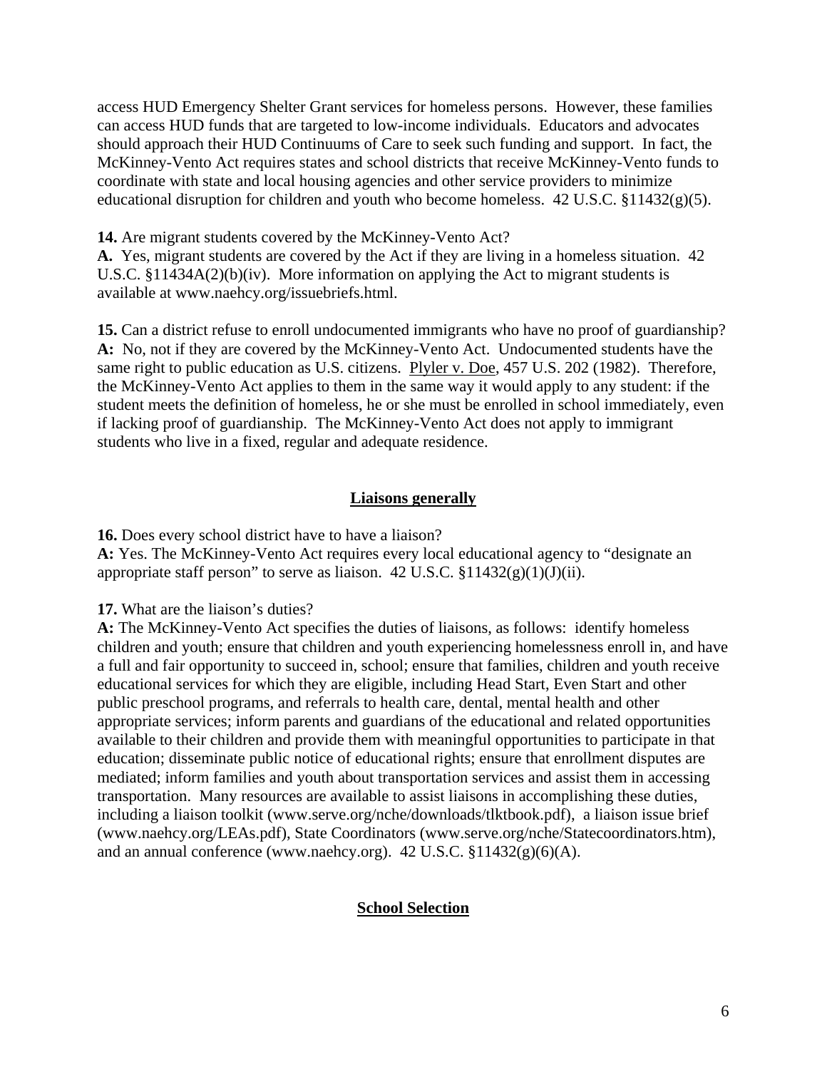access HUD Emergency Shelter Grant services for homeless persons. However, these families can access HUD funds that are targeted to low-income individuals. Educators and advocates should approach their HUD Continuums of Care to seek such funding and support. In fact, the McKinney-Vento Act requires states and school districts that receive McKinney-Vento funds to coordinate with state and local housing agencies and other service providers to minimize educational disruption for children and youth who become homeless. 42 U.S.C. §11432(g)(5).

**14.** Are migrant students covered by the McKinney-Vento Act?
**A.** Yes, migrant students are covered by the Act if they are living in a homeless situation. 42 U.S.C. §11434A(2)(b)(iv). More information on applying the Act to migrant students is available at www.naehcy.org/issuebriefs.html.

**15.** Can a district refuse to enroll undocumented immigrants who have no proof of guardianship?
**A:** No, not if they are covered by the McKinney-Vento Act. Undocumented students have the same right to public education as U.S. citizens. Plyler v. Doe, 457 U.S. 202 (1982). Therefore, the McKinney-Vento Act applies to them in the same way it would apply to any student: if the student meets the definition of homeless, he or she must be enrolled in school immediately, even if lacking proof of guardianship. The McKinney-Vento Act does not apply to immigrant students who live in a fixed, regular and adequate residence.

## Liaisons generally

**16.** Does every school district have to have a liaison?
**A:** Yes. The McKinney-Vento Act requires every local educational agency to "designate an appropriate staff person" to serve as liaison. 42 U.S.C. §11432(g)(1)(J)(ii).

**17.** What are the liaison's duties?
**A:** The McKinney-Vento Act specifies the duties of liaisons, as follows: identify homeless children and youth; ensure that children and youth experiencing homelessness enroll in, and have a full and fair opportunity to succeed in, school; ensure that families, children and youth receive educational services for which they are eligible, including Head Start, Even Start and other public preschool programs, and referrals to health care, dental, mental health and other appropriate services; inform parents and guardians of the educational and related opportunities available to their children and provide them with meaningful opportunities to participate in that education; disseminate public notice of educational rights; ensure that enrollment disputes are mediated; inform families and youth about transportation services and assist them in accessing transportation. Many resources are available to assist liaisons in accomplishing these duties, including a liaison toolkit (www.serve.org/nche/downloads/tlktbook.pdf), a liaison issue brief (www.naehcy.org/LEAs.pdf), State Coordinators (www.serve.org/nche/Statecoordinators.htm), and an annual conference (www.naehcy.org). 42 U.S.C. §11432(g)(6)(A).

## School Selection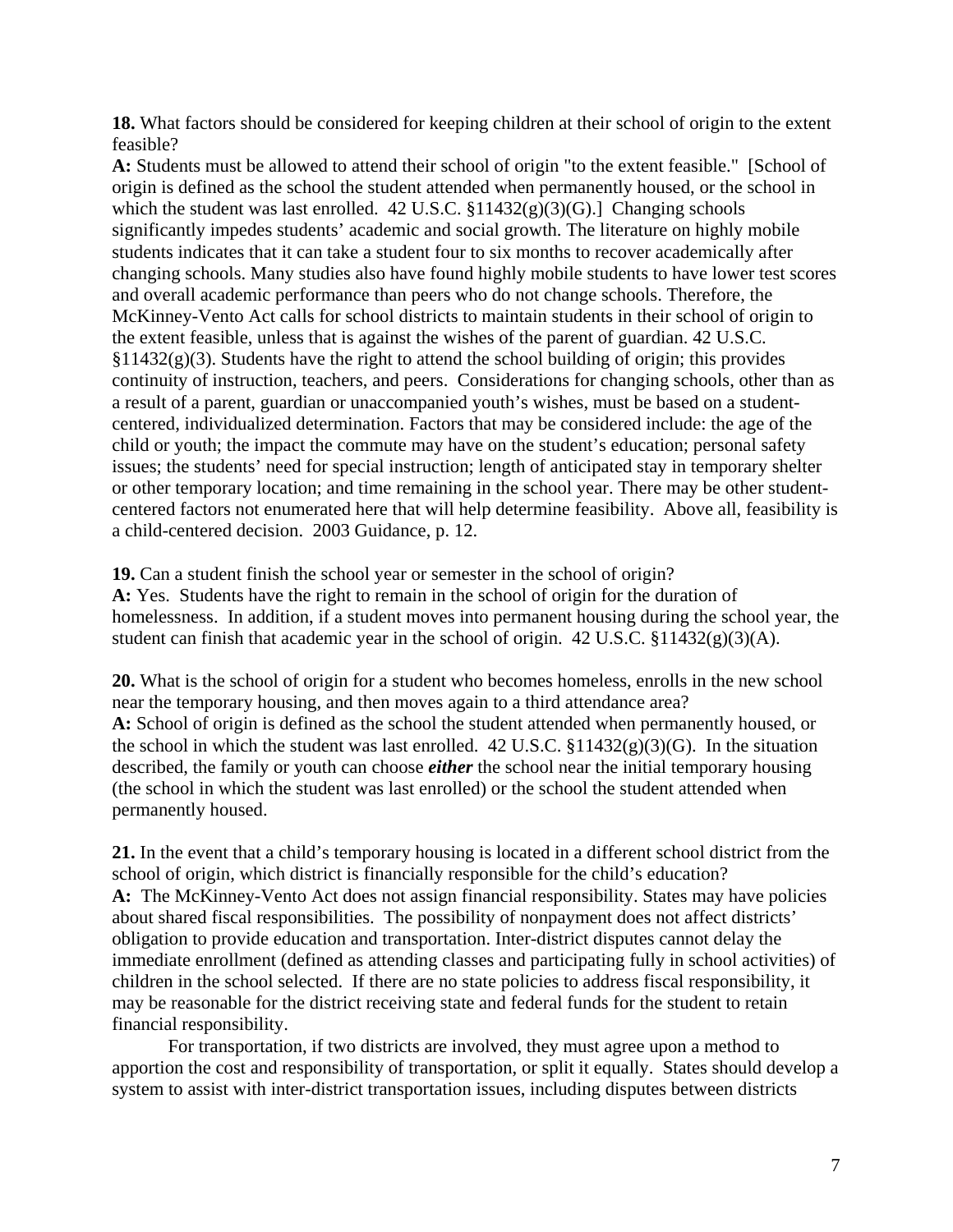**18.** What factors should be considered for keeping children at their school of origin to the extent feasible?

**A:** Students must be allowed to attend their school of origin "to the extent feasible." [School of origin is defined as the school the student attended when permanently housed, or the school in which the student was last enrolled. 42 U.S.C. §11432(g)(3)(G).] Changing schools significantly impedes students' academic and social growth. The literature on highly mobile students indicates that it can take a student four to six months to recover academically after changing schools. Many studies also have found highly mobile students to have lower test scores and overall academic performance than peers who do not change schools. Therefore, the McKinney-Vento Act calls for school districts to maintain students in their school of origin to the extent feasible, unless that is against the wishes of the parent of guardian. 42 U.S.C. §11432(g)(3). Students have the right to attend the school building of origin; this provides continuity of instruction, teachers, and peers. Considerations for changing schools, other than as a result of a parent, guardian or unaccompanied youth's wishes, must be based on a student-centered, individualized determination. Factors that may be considered include: the age of the child or youth; the impact the commute may have on the student's education; personal safety issues; the students' need for special instruction; length of anticipated stay in temporary shelter or other temporary location; and time remaining in the school year. There may be other student-centered factors not enumerated here that will help determine feasibility. Above all, feasibility is a child-centered decision. 2003 Guidance, p. 12.

**19.** Can a student finish the school year or semester in the school of origin?

**A:** Yes. Students have the right to remain in the school of origin for the duration of homelessness. In addition, if a student moves into permanent housing during the school year, the student can finish that academic year in the school of origin. 42 U.S.C. §11432(g)(3)(A).

**20.** What is the school of origin for a student who becomes homeless, enrolls in the new school near the temporary housing, and then moves again to a third attendance area?

**A:** School of origin is defined as the school the student attended when permanently housed, or the school in which the student was last enrolled. 42 U.S.C. §11432(g)(3)(G). In the situation described, the family or youth can choose ***either*** the school near the initial temporary housing (the school in which the student was last enrolled) or the school the student attended when permanently housed.

**21.** In the event that a child's temporary housing is located in a different school district from the school of origin, which district is financially responsible for the child's education?

**A:** The McKinney-Vento Act does not assign financial responsibility. States may have policies about shared fiscal responsibilities. The possibility of nonpayment does not affect districts' obligation to provide education and transportation. Inter-district disputes cannot delay the immediate enrollment (defined as attending classes and participating fully in school activities) of children in the school selected. If there are no state policies to address fiscal responsibility, it may be reasonable for the district receiving state and federal funds for the student to retain financial responsibility.

For transportation, if two districts are involved, they must agree upon a method to apportion the cost and responsibility of transportation, or split it equally. States should develop a system to assist with inter-district transportation issues, including disputes between districts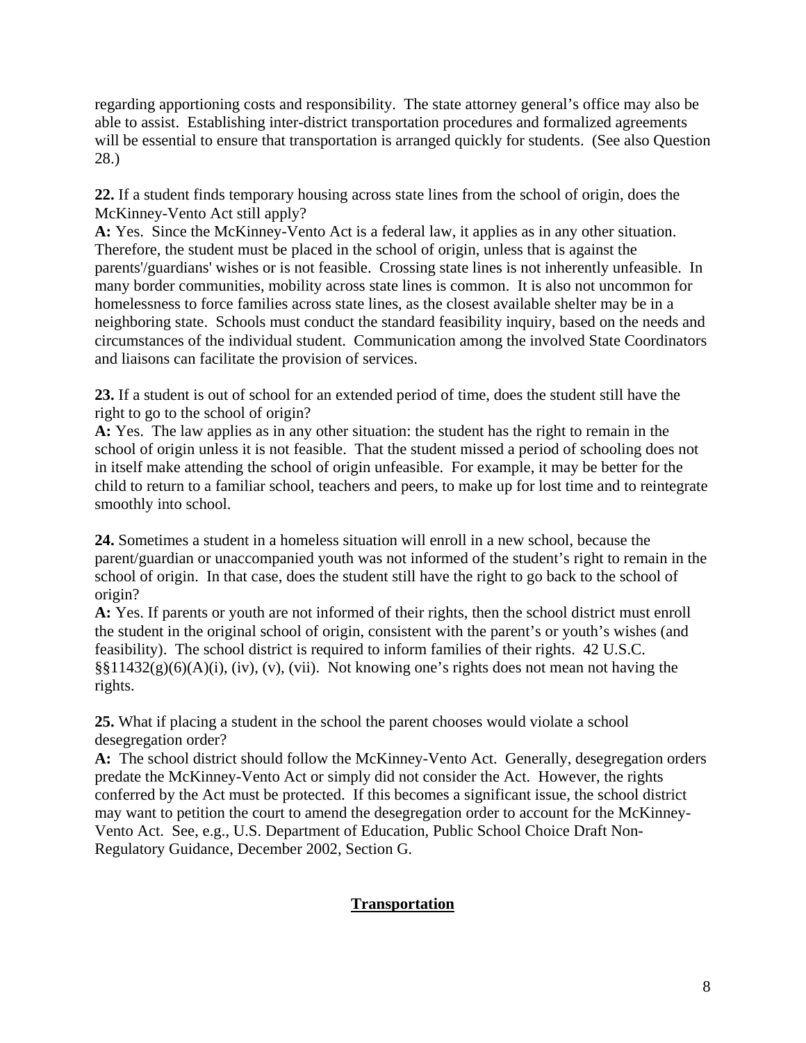regarding apportioning costs and responsibility. The state attorney general's office may also be able to assist. Establishing inter-district transportation procedures and formalized agreements will be essential to ensure that transportation is arranged quickly for students. (See also Question 28.)

**22.** If a student finds temporary housing across state lines from the school of origin, does the McKinney-Vento Act still apply?
**A:** Yes. Since the McKinney-Vento Act is a federal law, it applies as in any other situation. Therefore, the student must be placed in the school of origin, unless that is against the parents'/guardians' wishes or is not feasible. Crossing state lines is not inherently unfeasible. In many border communities, mobility across state lines is common. It is also not uncommon for homelessness to force families across state lines, as the closest available shelter may be in a neighboring state. Schools must conduct the standard feasibility inquiry, based on the needs and circumstances of the individual student. Communication among the involved State Coordinators and liaisons can facilitate the provision of services.

**23.** If a student is out of school for an extended period of time, does the student still have the right to go to the school of origin?
**A:** Yes. The law applies as in any other situation: the student has the right to remain in the school of origin unless it is not feasible. That the student missed a period of schooling does not in itself make attending the school of origin unfeasible. For example, it may be better for the child to return to a familiar school, teachers and peers, to make up for lost time and to reintegrate smoothly into school.

**24.** Sometimes a student in a homeless situation will enroll in a new school, because the parent/guardian or unaccompanied youth was not informed of the student's right to remain in the school of origin. In that case, does the student still have the right to go back to the school of origin?
**A:** Yes. If parents or youth are not informed of their rights, then the school district must enroll the student in the original school of origin, consistent with the parent's or youth's wishes (and feasibility). The school district is required to inform families of their rights. 42 U.S.C. §§11432(g)(6)(A)(i), (iv), (v), (vii). Not knowing one's rights does not mean not having the rights.

**25.** What if placing a student in the school the parent chooses would violate a school desegregation order?
**A:** The school district should follow the McKinney-Vento Act. Generally, desegregation orders predate the McKinney-Vento Act or simply did not consider the Act. However, the rights conferred by the Act must be protected. If this becomes a significant issue, the school district may want to petition the court to amend the desegregation order to account for the McKinney-Vento Act. See, e.g., U.S. Department of Education, Public School Choice Draft Non-Regulatory Guidance, December 2002, Section G.

## Transportation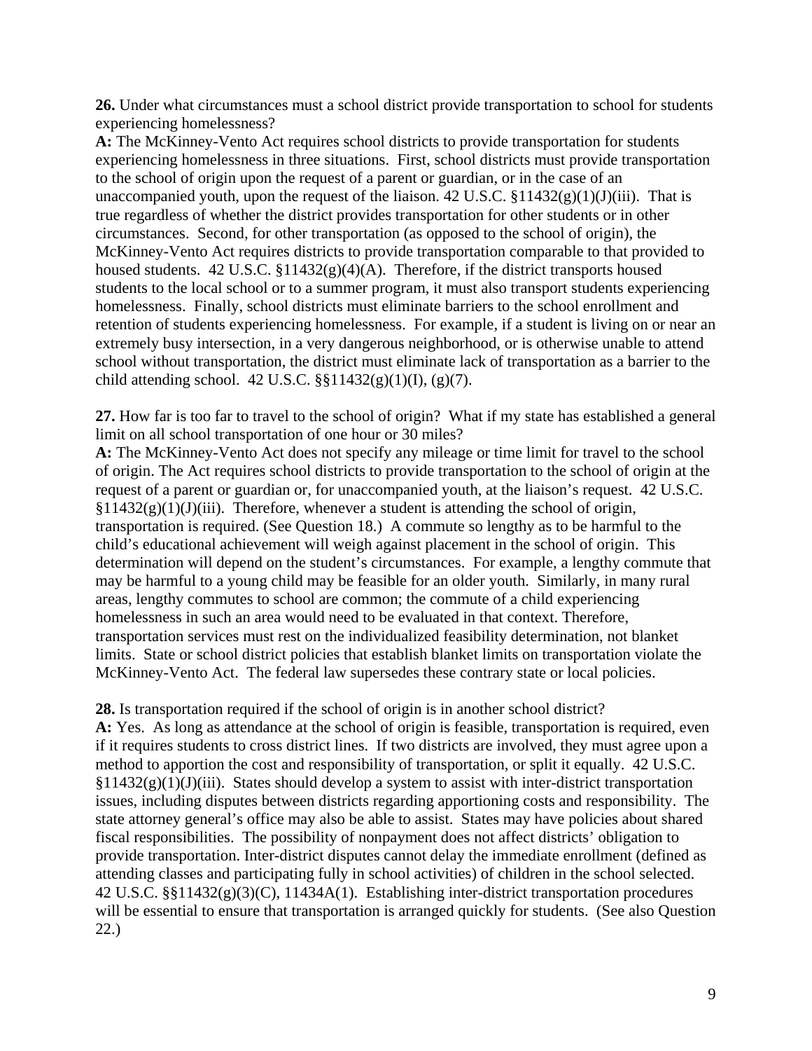**26.** Under what circumstances must a school district provide transportation to school for students experiencing homelessness?

**A:** The McKinney-Vento Act requires school districts to provide transportation for students experiencing homelessness in three situations. First, school districts must provide transportation to the school of origin upon the request of a parent or guardian, or in the case of an unaccompanied youth, upon the request of the liaison. 42 U.S.C. §11432(g)(1)(J)(iii). That is true regardless of whether the district provides transportation for other students or in other circumstances. Second, for other transportation (as opposed to the school of origin), the McKinney-Vento Act requires districts to provide transportation comparable to that provided to housed students. 42 U.S.C. §11432(g)(4)(A). Therefore, if the district transports housed students to the local school or to a summer program, it must also transport students experiencing homelessness. Finally, school districts must eliminate barriers to the school enrollment and retention of students experiencing homelessness. For example, if a student is living on or near an extremely busy intersection, in a very dangerous neighborhood, or is otherwise unable to attend school without transportation, the district must eliminate lack of transportation as a barrier to the child attending school. 42 U.S.C. §§11432(g)(1)(I), (g)(7).

**27.** How far is too far to travel to the school of origin? What if my state has established a general limit on all school transportation of one hour or 30 miles?

**A:** The McKinney-Vento Act does not specify any mileage or time limit for travel to the school of origin. The Act requires school districts to provide transportation to the school of origin at the request of a parent or guardian or, for unaccompanied youth, at the liaison's request. 42 U.S.C. §11432(g)(1)(J)(iii). Therefore, whenever a student is attending the school of origin, transportation is required. (See Question 18.) A commute so lengthy as to be harmful to the child's educational achievement will weigh against placement in the school of origin. This determination will depend on the student's circumstances. For example, a lengthy commute that may be harmful to a young child may be feasible for an older youth. Similarly, in many rural areas, lengthy commutes to school are common; the commute of a child experiencing homelessness in such an area would need to be evaluated in that context. Therefore, transportation services must rest on the individualized feasibility determination, not blanket limits. State or school district policies that establish blanket limits on transportation violate the McKinney-Vento Act. The federal law supersedes these contrary state or local policies.

**28.** Is transportation required if the school of origin is in another school district?

**A:** Yes. As long as attendance at the school of origin is feasible, transportation is required, even if it requires students to cross district lines. If two districts are involved, they must agree upon a method to apportion the cost and responsibility of transportation, or split it equally. 42 U.S.C. §11432(g)(1)(J)(iii). States should develop a system to assist with inter-district transportation issues, including disputes between districts regarding apportioning costs and responsibility. The state attorney general's office may also be able to assist. States may have policies about shared fiscal responsibilities. The possibility of nonpayment does not affect districts' obligation to provide transportation. Inter-district disputes cannot delay the immediate enrollment (defined as attending classes and participating fully in school activities) of children in the school selected. 42 U.S.C. §§11432(g)(3)(C), 11434A(1). Establishing inter-district transportation procedures will be essential to ensure that transportation is arranged quickly for students. (See also Question 22.)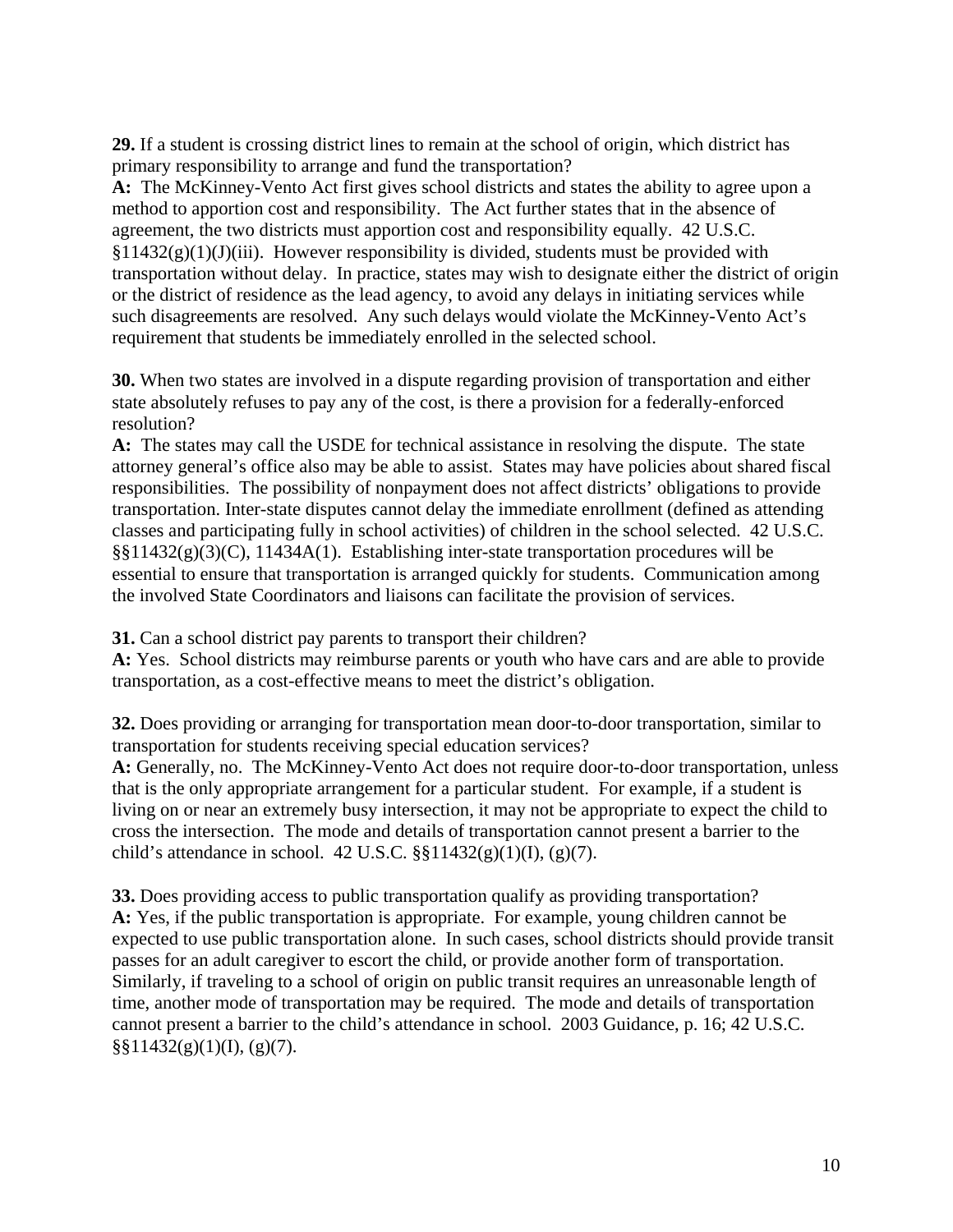**29.** If a student is crossing district lines to remain at the school of origin, which district has primary responsibility to arrange and fund the transportation?
**A:** The McKinney-Vento Act first gives school districts and states the ability to agree upon a method to apportion cost and responsibility. The Act further states that in the absence of agreement, the two districts must apportion cost and responsibility equally. 42 U.S.C. §11432(g)(1)(J)(iii). However responsibility is divided, students must be provided with transportation without delay. In practice, states may wish to designate either the district of origin or the district of residence as the lead agency, to avoid any delays in initiating services while such disagreements are resolved. Any such delays would violate the McKinney-Vento Act's requirement that students be immediately enrolled in the selected school.

**30.** When two states are involved in a dispute regarding provision of transportation and either state absolutely refuses to pay any of the cost, is there a provision for a federally-enforced resolution?
**A:** The states may call the USDE for technical assistance in resolving the dispute. The state attorney general's office also may be able to assist. States may have policies about shared fiscal responsibilities. The possibility of nonpayment does not affect districts' obligations to provide transportation. Inter-state disputes cannot delay the immediate enrollment (defined as attending classes and participating fully in school activities) of children in the school selected. 42 U.S.C. §§11432(g)(3)(C), 11434A(1). Establishing inter-state transportation procedures will be essential to ensure that transportation is arranged quickly for students. Communication among the involved State Coordinators and liaisons can facilitate the provision of services.

**31.** Can a school district pay parents to transport their children?
**A:** Yes. School districts may reimburse parents or youth who have cars and are able to provide transportation, as a cost-effective means to meet the district's obligation.

**32.** Does providing or arranging for transportation mean door-to-door transportation, similar to transportation for students receiving special education services?
**A:** Generally, no. The McKinney-Vento Act does not require door-to-door transportation, unless that is the only appropriate arrangement for a particular student. For example, if a student is living on or near an extremely busy intersection, it may not be appropriate to expect the child to cross the intersection. The mode and details of transportation cannot present a barrier to the child's attendance in school. 42 U.S.C. §§11432(g)(1)(I), (g)(7).

**33.** Does providing access to public transportation qualify as providing transportation?
**A:** Yes, if the public transportation is appropriate. For example, young children cannot be expected to use public transportation alone. In such cases, school districts should provide transit passes for an adult caregiver to escort the child, or provide another form of transportation. Similarly, if traveling to a school of origin on public transit requires an unreasonable length of time, another mode of transportation may be required. The mode and details of transportation cannot present a barrier to the child's attendance in school. 2003 Guidance, p. 16; 42 U.S.C. §§11432(g)(1)(I), (g)(7).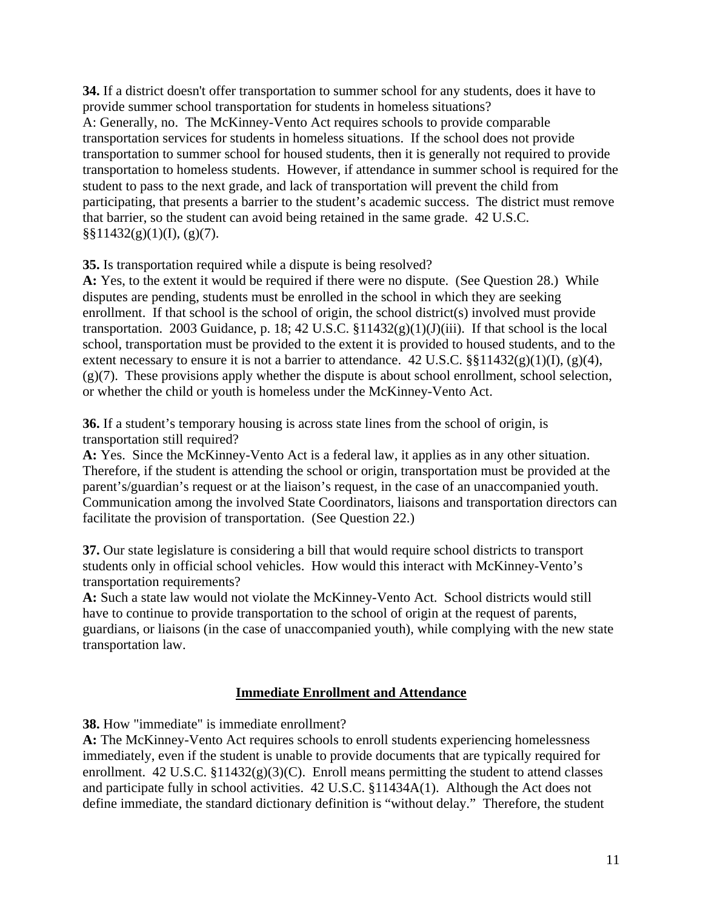**34.** If a district doesn't offer transportation to summer school for any students, does it have to provide summer school transportation for students in homeless situations?
A: Generally, no. The McKinney-Vento Act requires schools to provide comparable transportation services for students in homeless situations. If the school does not provide transportation to summer school for housed students, then it is generally not required to provide transportation to homeless students. However, if attendance in summer school is required for the student to pass to the next grade, and lack of transportation will prevent the child from participating, that presents a barrier to the student's academic success. The district must remove that barrier, so the student can avoid being retained in the same grade. 42 U.S.C. §§11432(g)(1)(I), (g)(7).

**35.** Is transportation required while a dispute is being resolved?
**A:** Yes, to the extent it would be required if there were no dispute. (See Question 28.) While disputes are pending, students must be enrolled in the school in which they are seeking enrollment. If that school is the school of origin, the school district(s) involved must provide transportation. 2003 Guidance, p. 18; 42 U.S.C. §11432(g)(1)(J)(iii). If that school is the local school, transportation must be provided to the extent it is provided to housed students, and to the extent necessary to ensure it is not a barrier to attendance. 42 U.S.C. §§11432(g)(1)(I), (g)(4), (g)(7). These provisions apply whether the dispute is about school enrollment, school selection, or whether the child or youth is homeless under the McKinney-Vento Act.

**36.** If a student's temporary housing is across state lines from the school of origin, is transportation still required?
**A:** Yes. Since the McKinney-Vento Act is a federal law, it applies as in any other situation. Therefore, if the student is attending the school or origin, transportation must be provided at the parent's/guardian's request or at the liaison's request, in the case of an unaccompanied youth. Communication among the involved State Coordinators, liaisons and transportation directors can facilitate the provision of transportation. (See Question 22.)

**37.** Our state legislature is considering a bill that would require school districts to transport students only in official school vehicles. How would this interact with McKinney-Vento's transportation requirements?
**A:** Such a state law would not violate the McKinney-Vento Act. School districts would still have to continue to provide transportation to the school of origin at the request of parents, guardians, or liaisons (in the case of unaccompanied youth), while complying with the new state transportation law.

## Immediate Enrollment and Attendance

**38.** How "immediate" is immediate enrollment?
**A:** The McKinney-Vento Act requires schools to enroll students experiencing homelessness immediately, even if the student is unable to provide documents that are typically required for enrollment. 42 U.S.C. §11432(g)(3)(C). Enroll means permitting the student to attend classes and participate fully in school activities. 42 U.S.C. §11434A(1). Although the Act does not define immediate, the standard dictionary definition is "without delay." Therefore, the student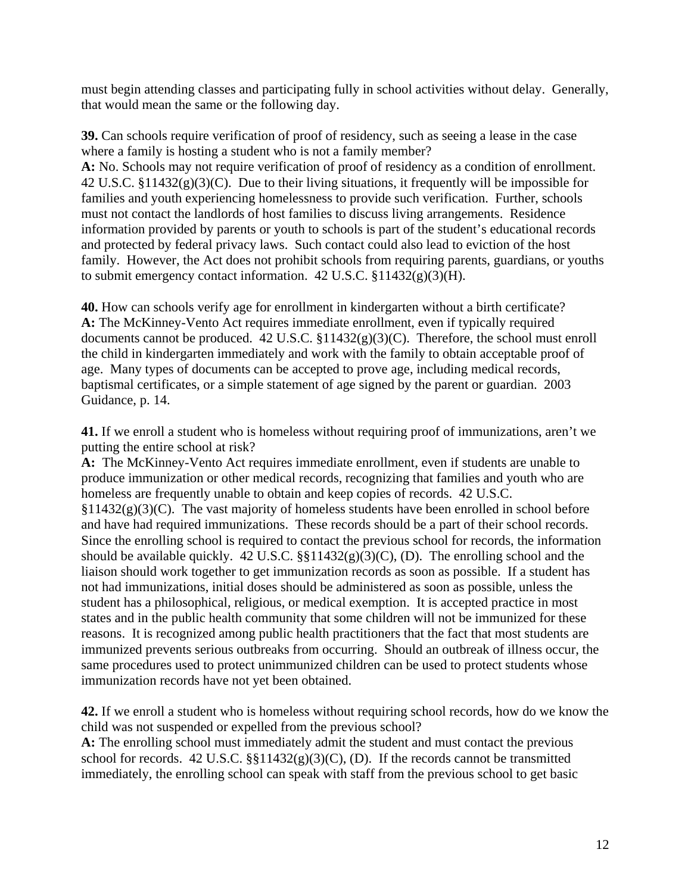must begin attending classes and participating fully in school activities without delay. Generally, that would mean the same or the following day.

**39.** Can schools require verification of proof of residency, such as seeing a lease in the case where a family is hosting a student who is not a family member?
**A:** No. Schools may not require verification of proof of residency as a condition of enrollment. 42 U.S.C. §11432(g)(3)(C). Due to their living situations, it frequently will be impossible for families and youth experiencing homelessness to provide such verification. Further, schools must not contact the landlords of host families to discuss living arrangements. Residence information provided by parents or youth to schools is part of the student's educational records and protected by federal privacy laws. Such contact could also lead to eviction of the host family. However, the Act does not prohibit schools from requiring parents, guardians, or youths to submit emergency contact information. 42 U.S.C. §11432(g)(3)(H).

**40.** How can schools verify age for enrollment in kindergarten without a birth certificate?
**A:** The McKinney-Vento Act requires immediate enrollment, even if typically required documents cannot be produced. 42 U.S.C. §11432(g)(3)(C). Therefore, the school must enroll the child in kindergarten immediately and work with the family to obtain acceptable proof of age. Many types of documents can be accepted to prove age, including medical records, baptismal certificates, or a simple statement of age signed by the parent or guardian. 2003 Guidance, p. 14.

**41.** If we enroll a student who is homeless without requiring proof of immunizations, aren't we putting the entire school at risk?
**A:** The McKinney-Vento Act requires immediate enrollment, even if students are unable to produce immunization or other medical records, recognizing that families and youth who are homeless are frequently unable to obtain and keep copies of records. 42 U.S.C. §11432(g)(3)(C). The vast majority of homeless students have been enrolled in school before and have had required immunizations. These records should be a part of their school records. Since the enrolling school is required to contact the previous school for records, the information should be available quickly. 42 U.S.C. §§11432(g)(3)(C), (D). The enrolling school and the liaison should work together to get immunization records as soon as possible. If a student has not had immunizations, initial doses should be administered as soon as possible, unless the student has a philosophical, religious, or medical exemption. It is accepted practice in most states and in the public health community that some children will not be immunized for these reasons. It is recognized among public health practitioners that the fact that most students are immunized prevents serious outbreaks from occurring. Should an outbreak of illness occur, the same procedures used to protect unimmunized children can be used to protect students whose immunization records have not yet been obtained.

**42.** If we enroll a student who is homeless without requiring school records, how do we know the child was not suspended or expelled from the previous school?
**A:** The enrolling school must immediately admit the student and must contact the previous school for records. 42 U.S.C. §§11432(g)(3)(C), (D). If the records cannot be transmitted immediately, the enrolling school can speak with staff from the previous school to get basic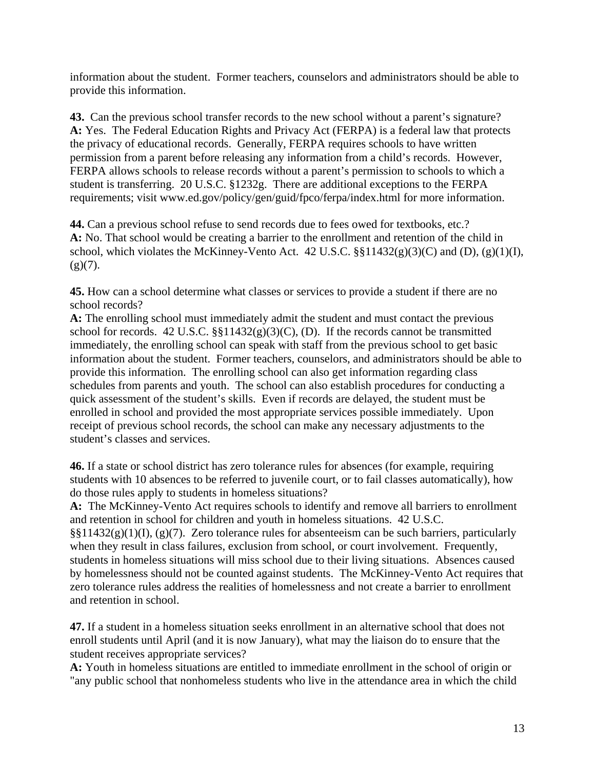information about the student. Former teachers, counselors and administrators should be able to provide this information.

**43.** Can the previous school transfer records to the new school without a parent's signature?
**A:** Yes. The Federal Education Rights and Privacy Act (FERPA) is a federal law that protects the privacy of educational records. Generally, FERPA requires schools to have written permission from a parent before releasing any information from a child's records. However, FERPA allows schools to release records without a parent's permission to schools to which a student is transferring. 20 U.S.C. §1232g. There are additional exceptions to the FERPA requirements; visit www.ed.gov/policy/gen/guid/fpco/ferpa/index.html for more information.

**44.** Can a previous school refuse to send records due to fees owed for textbooks, etc.?
**A:** No. That school would be creating a barrier to the enrollment and retention of the child in school, which violates the McKinney-Vento Act. 42 U.S.C. §§11432(g)(3)(C) and (D), (g)(1)(I), (g)(7).

**45.** How can a school determine what classes or services to provide a student if there are no school records?
**A:** The enrolling school must immediately admit the student and must contact the previous school for records. 42 U.S.C. §§11432(g)(3)(C), (D). If the records cannot be transmitted immediately, the enrolling school can speak with staff from the previous school to get basic information about the student. Former teachers, counselors, and administrators should be able to provide this information. The enrolling school can also get information regarding class schedules from parents and youth. The school can also establish procedures for conducting a quick assessment of the student's skills. Even if records are delayed, the student must be enrolled in school and provided the most appropriate services possible immediately. Upon receipt of previous school records, the school can make any necessary adjustments to the student's classes and services.

**46.** If a state or school district has zero tolerance rules for absences (for example, requiring students with 10 absences to be referred to juvenile court, or to fail classes automatically), how do those rules apply to students in homeless situations?
**A:** The McKinney-Vento Act requires schools to identify and remove all barriers to enrollment and retention in school for children and youth in homeless situations. 42 U.S.C. §§11432(g)(1)(I), (g)(7). Zero tolerance rules for absenteeism can be such barriers, particularly when they result in class failures, exclusion from school, or court involvement. Frequently, students in homeless situations will miss school due to their living situations. Absences caused by homelessness should not be counted against students. The McKinney-Vento Act requires that zero tolerance rules address the realities of homelessness and not create a barrier to enrollment and retention in school.

**47.** If a student in a homeless situation seeks enrollment in an alternative school that does not enroll students until April (and it is now January), what may the liaison do to ensure that the student receives appropriate services?
**A:** Youth in homeless situations are entitled to immediate enrollment in the school of origin or "any public school that nonhomeless students who live in the attendance area in which the child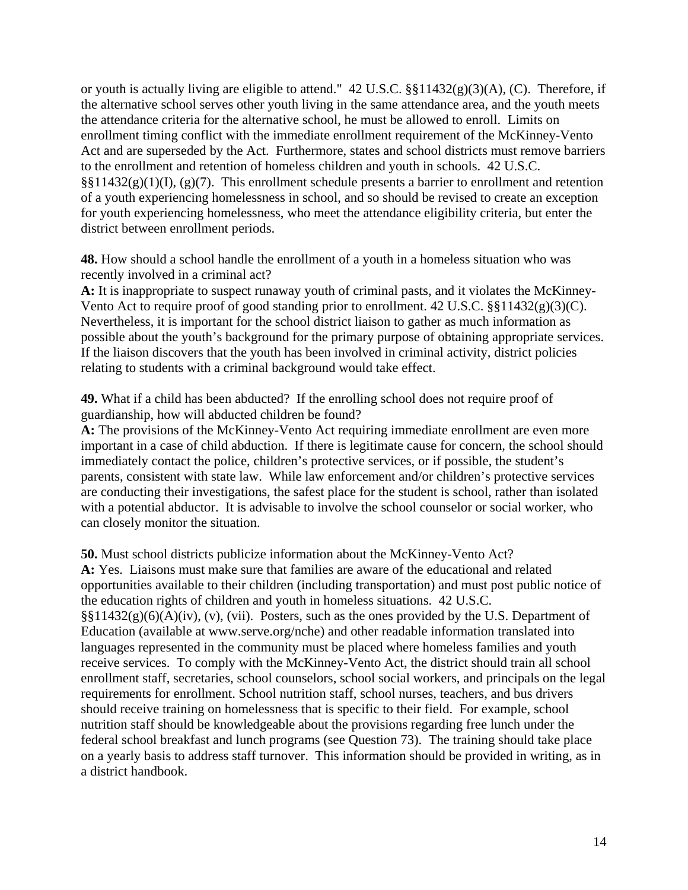or youth is actually living are eligible to attend." 42 U.S.C. §§11432(g)(3)(A), (C). Therefore, if the alternative school serves other youth living in the same attendance area, and the youth meets the attendance criteria for the alternative school, he must be allowed to enroll. Limits on enrollment timing conflict with the immediate enrollment requirement of the McKinney-Vento Act and are superseded by the Act. Furthermore, states and school districts must remove barriers to the enrollment and retention of homeless children and youth in schools. 42 U.S.C. §§11432(g)(1)(I), (g)(7). This enrollment schedule presents a barrier to enrollment and retention of a youth experiencing homelessness in school, and so should be revised to create an exception for youth experiencing homelessness, who meet the attendance eligibility criteria, but enter the district between enrollment periods.

**48.** How should a school handle the enrollment of a youth in a homeless situation who was recently involved in a criminal act?
**A:** It is inappropriate to suspect runaway youth of criminal pasts, and it violates the McKinney-Vento Act to require proof of good standing prior to enrollment. 42 U.S.C. §§11432(g)(3)(C). Nevertheless, it is important for the school district liaison to gather as much information as possible about the youth's background for the primary purpose of obtaining appropriate services. If the liaison discovers that the youth has been involved in criminal activity, district policies relating to students with a criminal background would take effect.

**49.** What if a child has been abducted? If the enrolling school does not require proof of guardianship, how will abducted children be found?
**A:** The provisions of the McKinney-Vento Act requiring immediate enrollment are even more important in a case of child abduction. If there is legitimate cause for concern, the school should immediately contact the police, children's protective services, or if possible, the student's parents, consistent with state law. While law enforcement and/or children's protective services are conducting their investigations, the safest place for the student is school, rather than isolated with a potential abductor. It is advisable to involve the school counselor or social worker, who can closely monitor the situation.

**50.** Must school districts publicize information about the McKinney-Vento Act?
**A:** Yes. Liaisons must make sure that families are aware of the educational and related opportunities available to their children (including transportation) and must post public notice of the education rights of children and youth in homeless situations. 42 U.S.C. §§11432(g)(6)(A)(iv), (v), (vii). Posters, such as the ones provided by the U.S. Department of Education (available at www.serve.org/nche) and other readable information translated into languages represented in the community must be placed where homeless families and youth receive services. To comply with the McKinney-Vento Act, the district should train all school enrollment staff, secretaries, school counselors, school social workers, and principals on the legal requirements for enrollment. School nutrition staff, school nurses, teachers, and bus drivers should receive training on homelessness that is specific to their field. For example, school nutrition staff should be knowledgeable about the provisions regarding free lunch under the federal school breakfast and lunch programs (see Question 73). The training should take place on a yearly basis to address staff turnover. This information should be provided in writing, as in a district handbook.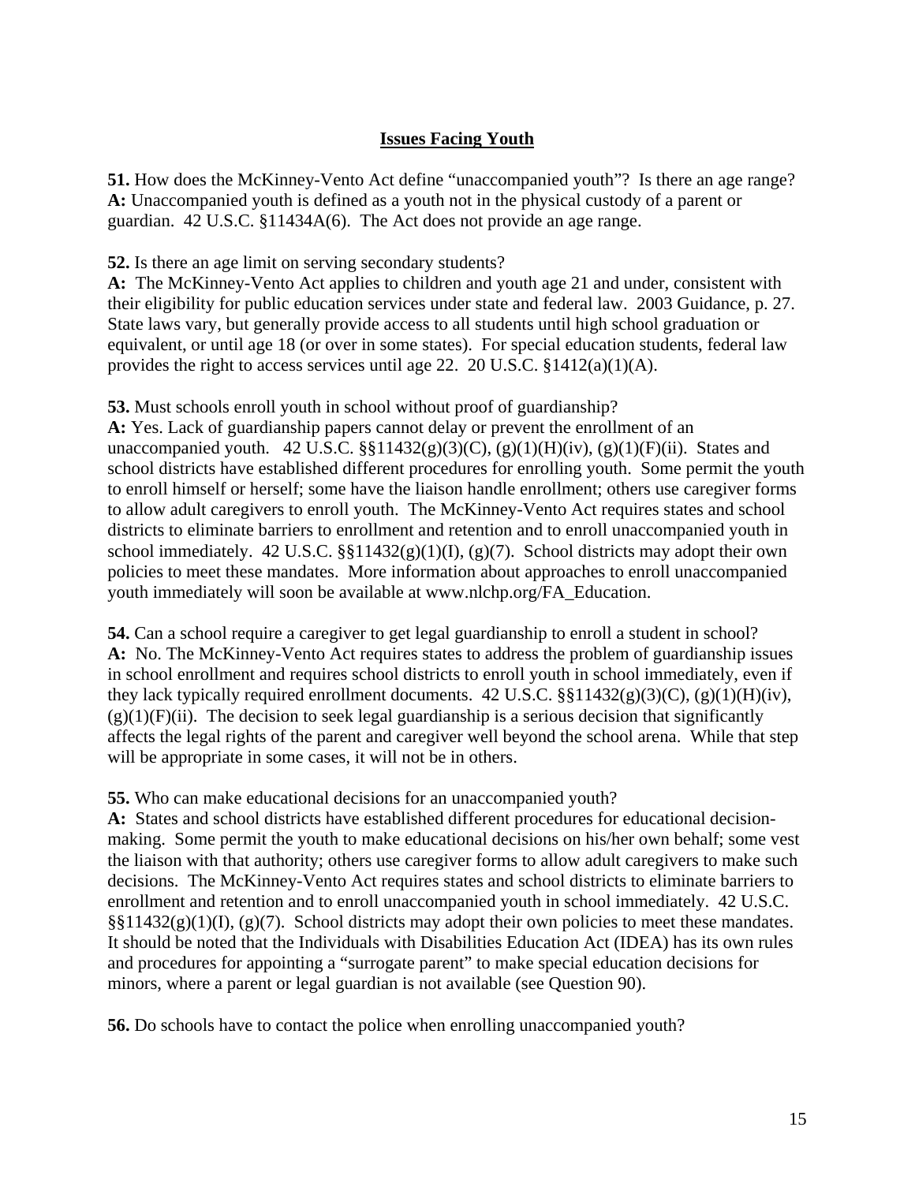## Issues Facing Youth

**51.** How does the McKinney-Vento Act define "unaccompanied youth"? Is there an age range?
**A:** Unaccompanied youth is defined as a youth not in the physical custody of a parent or guardian. 42 U.S.C. §11434A(6). The Act does not provide an age range.

**52.** Is there an age limit on serving secondary students?
**A:** The McKinney-Vento Act applies to children and youth age 21 and under, consistent with their eligibility for public education services under state and federal law. 2003 Guidance, p. 27. State laws vary, but generally provide access to all students until high school graduation or equivalent, or until age 18 (or over in some states). For special education students, federal law provides the right to access services until age 22. 20 U.S.C. §1412(a)(1)(A).

**53.** Must schools enroll youth in school without proof of guardianship?
**A:** Yes. Lack of guardianship papers cannot delay or prevent the enrollment of an unaccompanied youth. 42 U.S.C. §§11432(g)(3)(C), (g)(1)(H)(iv), (g)(1)(F)(ii). States and school districts have established different procedures for enrolling youth. Some permit the youth to enroll himself or herself; some have the liaison handle enrollment; others use caregiver forms to allow adult caregivers to enroll youth. The McKinney-Vento Act requires states and school districts to eliminate barriers to enrollment and retention and to enroll unaccompanied youth in school immediately. 42 U.S.C. §§11432(g)(1)(I), (g)(7). School districts may adopt their own policies to meet these mandates. More information about approaches to enroll unaccompanied youth immediately will soon be available at www.nlchp.org/FA_Education.

**54.** Can a school require a caregiver to get legal guardianship to enroll a student in school?
**A:** No. The McKinney-Vento Act requires states to address the problem of guardianship issues in school enrollment and requires school districts to enroll youth in school immediately, even if they lack typically required enrollment documents. 42 U.S.C. §§11432(g)(3)(C), (g)(1)(H)(iv), (g)(1)(F)(ii). The decision to seek legal guardianship is a serious decision that significantly affects the legal rights of the parent and caregiver well beyond the school arena. While that step will be appropriate in some cases, it will not be in others.

**55.** Who can make educational decisions for an unaccompanied youth?
**A:** States and school districts have established different procedures for educational decision-making. Some permit the youth to make educational decisions on his/her own behalf; some vest the liaison with that authority; others use caregiver forms to allow adult caregivers to make such decisions. The McKinney-Vento Act requires states and school districts to eliminate barriers to enrollment and retention and to enroll unaccompanied youth in school immediately. 42 U.S.C. §§11432(g)(1)(I), (g)(7). School districts may adopt their own policies to meet these mandates. It should be noted that the Individuals with Disabilities Education Act (IDEA) has its own rules and procedures for appointing a "surrogate parent" to make special education decisions for minors, where a parent or legal guardian is not available (see Question 90).

**56.** Do schools have to contact the police when enrolling unaccompanied youth?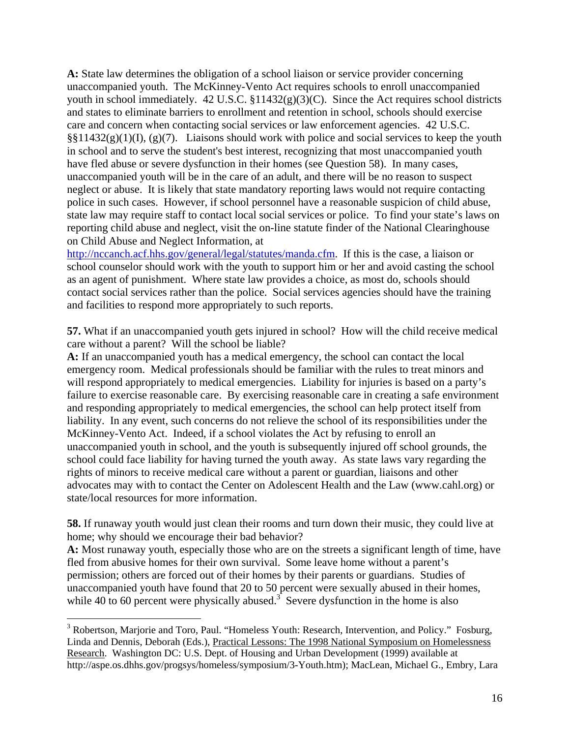**A:** State law determines the obligation of a school liaison or service provider concerning unaccompanied youth. The McKinney-Vento Act requires schools to enroll unaccompanied youth in school immediately. 42 U.S.C. §11432(g)(3)(C). Since the Act requires school districts and states to eliminate barriers to enrollment and retention in school, schools should exercise care and concern when contacting social services or law enforcement agencies. 42 U.S.C. §§11432(g)(1)(I), (g)(7). Liaisons should work with police and social services to keep the youth in school and to serve the student's best interest, recognizing that most unaccompanied youth have fled abuse or severe dysfunction in their homes (see Question 58). In many cases, unaccompanied youth will be in the care of an adult, and there will be no reason to suspect neglect or abuse. It is likely that state mandatory reporting laws would not require contacting police in such cases. However, if school personnel have a reasonable suspicion of child abuse, state law may require staff to contact local social services or police. To find your state's laws on reporting child abuse and neglect, visit the on-line statute finder of the National Clearinghouse on Child Abuse and Neglect Information, at http://nccanch.acf.hhs.gov/general/legal/statutes/manda.cfm. If this is the case, a liaison or school counselor should work with the youth to support him or her and avoid casting the school as an agent of punishment. Where state law provides a choice, as most do, schools should contact social services rather than the police. Social services agencies should have the training and facilities to respond more appropriately to such reports.

**57.** What if an unaccompanied youth gets injured in school? How will the child receive medical care without a parent? Will the school be liable?

**A:** If an unaccompanied youth has a medical emergency, the school can contact the local emergency room. Medical professionals should be familiar with the rules to treat minors and will respond appropriately to medical emergencies. Liability for injuries is based on a party's failure to exercise reasonable care. By exercising reasonable care in creating a safe environment and responding appropriately to medical emergencies, the school can help protect itself from liability. In any event, such concerns do not relieve the school of its responsibilities under the McKinney-Vento Act. Indeed, if a school violates the Act by refusing to enroll an unaccompanied youth in school, and the youth is subsequently injured off school grounds, the school could face liability for having turned the youth away. As state laws vary regarding the rights of minors to receive medical care without a parent or guardian, liaisons and other advocates may with to contact the Center on Adolescent Health and the Law (www.cahl.org) or state/local resources for more information.

**58.** If runaway youth would just clean their rooms and turn down their music, they could live at home; why should we encourage their bad behavior?

**A:** Most runaway youth, especially those who are on the streets a significant length of time, have fled from abusive homes for their own survival. Some leave home without a parent's permission; others are forced out of their homes by their parents or guardians. Studies of unaccompanied youth have found that 20 to 50 percent were sexually abused in their homes, while 40 to 60 percent were physically abused.[3] Severe dysfunction in the home is also

---

[3] Robertson, Marjorie and Toro, Paul. "Homeless Youth: Research, Intervention, and Policy." Fosburg, Linda and Dennis, Deborah (Eds.), Practical Lessons: The 1998 National Symposium on Homelessness Research. Washington DC: U.S. Dept. of Housing and Urban Development (1999) available at http://aspe.os.dhhs.gov/progsys/homeless/symposium/3-Youth.htm); MacLean, Michael G., Embry, Lara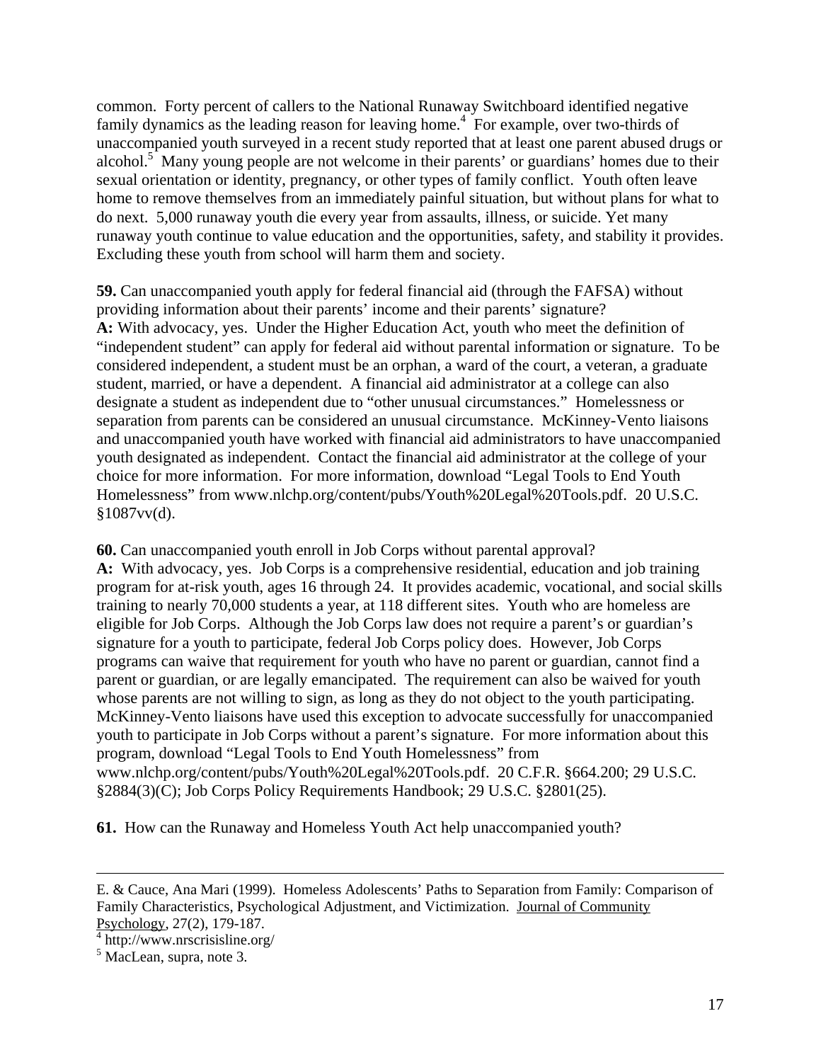common. Forty percent of callers to the National Runaway Switchboard identified negative family dynamics as the leading reason for leaving home.[4] For example, over two-thirds of unaccompanied youth surveyed in a recent study reported that at least one parent abused drugs or alcohol.[5] Many young people are not welcome in their parents' or guardians' homes due to their sexual orientation or identity, pregnancy, or other types of family conflict. Youth often leave home to remove themselves from an immediately painful situation, but without plans for what to do next. 5,000 runaway youth die every year from assaults, illness, or suicide. Yet many runaway youth continue to value education and the opportunities, safety, and stability it provides. Excluding these youth from school will harm them and society.

**59.** Can unaccompanied youth apply for federal financial aid (through the FAFSA) without providing information about their parents' income and their parents' signature?
**A:** With advocacy, yes. Under the Higher Education Act, youth who meet the definition of "independent student" can apply for federal aid without parental information or signature. To be considered independent, a student must be an orphan, a ward of the court, a veteran, a graduate student, married, or have a dependent. A financial aid administrator at a college can also designate a student as independent due to "other unusual circumstances." Homelessness or separation from parents can be considered an unusual circumstance. McKinney-Vento liaisons and unaccompanied youth have worked with financial aid administrators to have unaccompanied youth designated as independent. Contact the financial aid administrator at the college of your choice for more information. For more information, download "Legal Tools to End Youth Homelessness" from www.nlchp.org/content/pubs/Youth%20Legal%20Tools.pdf. 20 U.S.C. §1087vv(d).

**60.** Can unaccompanied youth enroll in Job Corps without parental approval?
**A:** With advocacy, yes. Job Corps is a comprehensive residential, education and job training program for at-risk youth, ages 16 through 24. It provides academic, vocational, and social skills training to nearly 70,000 students a year, at 118 different sites. Youth who are homeless are eligible for Job Corps. Although the Job Corps law does not require a parent's or guardian's signature for a youth to participate, federal Job Corps policy does. However, Job Corps programs can waive that requirement for youth who have no parent or guardian, cannot find a parent or guardian, or are legally emancipated. The requirement can also be waived for youth whose parents are not willing to sign, as long as they do not object to the youth participating. McKinney-Vento liaisons have used this exception to advocate successfully for unaccompanied youth to participate in Job Corps without a parent's signature. For more information about this program, download "Legal Tools to End Youth Homelessness" from www.nlchp.org/content/pubs/Youth%20Legal%20Tools.pdf. 20 C.F.R. §664.200; 29 U.S.C. §2884(3)(C); Job Corps Policy Requirements Handbook; 29 U.S.C. §2801(25).

**61.** How can the Runaway and Homeless Youth Act help unaccompanied youth?

---

E. & Cauce, Ana Mari (1999). Homeless Adolescents' Paths to Separation from Family: Comparison of Family Characteristics, Psychological Adjustment, and Victimization. Journal of Community Psychology, 27(2), 179-187.

[4] http://www.nrscrisisline.org/

[5] MacLean, supra, note 3.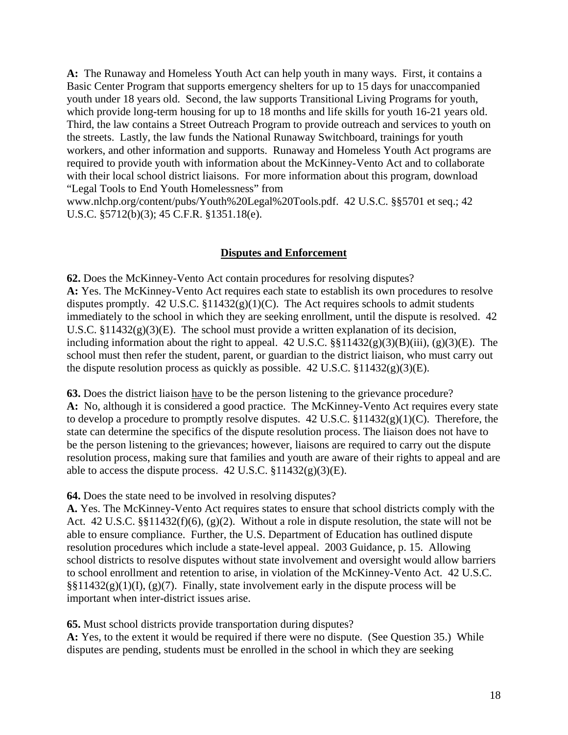**A:** The Runaway and Homeless Youth Act can help youth in many ways. First, it contains a Basic Center Program that supports emergency shelters for up to 15 days for unaccompanied youth under 18 years old. Second, the law supports Transitional Living Programs for youth, which provide long-term housing for up to 18 months and life skills for youth 16-21 years old. Third, the law contains a Street Outreach Program to provide outreach and services to youth on the streets. Lastly, the law funds the National Runaway Switchboard, trainings for youth workers, and other information and supports. Runaway and Homeless Youth Act programs are required to provide youth with information about the McKinney-Vento Act and to collaborate with their local school district liaisons. For more information about this program, download "Legal Tools to End Youth Homelessness" from www.nlchp.org/content/pubs/Youth%20Legal%20Tools.pdf. 42 U.S.C. §§5701 et seq.; 42 U.S.C. §5712(b)(3); 45 C.F.R. §1351.18(e).

## Disputes and Enforcement

**62.** Does the McKinney-Vento Act contain procedures for resolving disputes?
**A:** Yes. The McKinney-Vento Act requires each state to establish its own procedures to resolve disputes promptly. 42 U.S.C. §11432(g)(1)(C). The Act requires schools to admit students immediately to the school in which they are seeking enrollment, until the dispute is resolved. 42 U.S.C. §11432(g)(3)(E). The school must provide a written explanation of its decision, including information about the right to appeal. 42 U.S.C. §§11432(g)(3)(B)(iii), (g)(3)(E). The school must then refer the student, parent, or guardian to the district liaison, who must carry out the dispute resolution process as quickly as possible. 42 U.S.C. §11432(g)(3)(E).

**63.** Does the district liaison <u>have</u> to be the person listening to the grievance procedure?
**A:** No, although it is considered a good practice. The McKinney-Vento Act requires every state to develop a procedure to promptly resolve disputes. 42 U.S.C. §11432(g)(1)(C). Therefore, the state can determine the specifics of the dispute resolution process. The liaison does not have to be the person listening to the grievances; however, liaisons are required to carry out the dispute resolution process, making sure that families and youth are aware of their rights to appeal and are able to access the dispute process. 42 U.S.C. §11432(g)(3)(E).

**64.** Does the state need to be involved in resolving disputes?
**A.** Yes. The McKinney-Vento Act requires states to ensure that school districts comply with the Act. 42 U.S.C. §§11432(f)(6), (g)(2). Without a role in dispute resolution, the state will not be able to ensure compliance. Further, the U.S. Department of Education has outlined dispute resolution procedures which include a state-level appeal. 2003 Guidance, p. 15. Allowing school districts to resolve disputes without state involvement and oversight would allow barriers to school enrollment and retention to arise, in violation of the McKinney-Vento Act. 42 U.S.C. §§11432(g)(1)(I), (g)(7). Finally, state involvement early in the dispute process will be important when inter-district issues arise.

**65.** Must school districts provide transportation during disputes?
**A:** Yes, to the extent it would be required if there were no dispute. (See Question 35.) While disputes are pending, students must be enrolled in the school in which they are seeking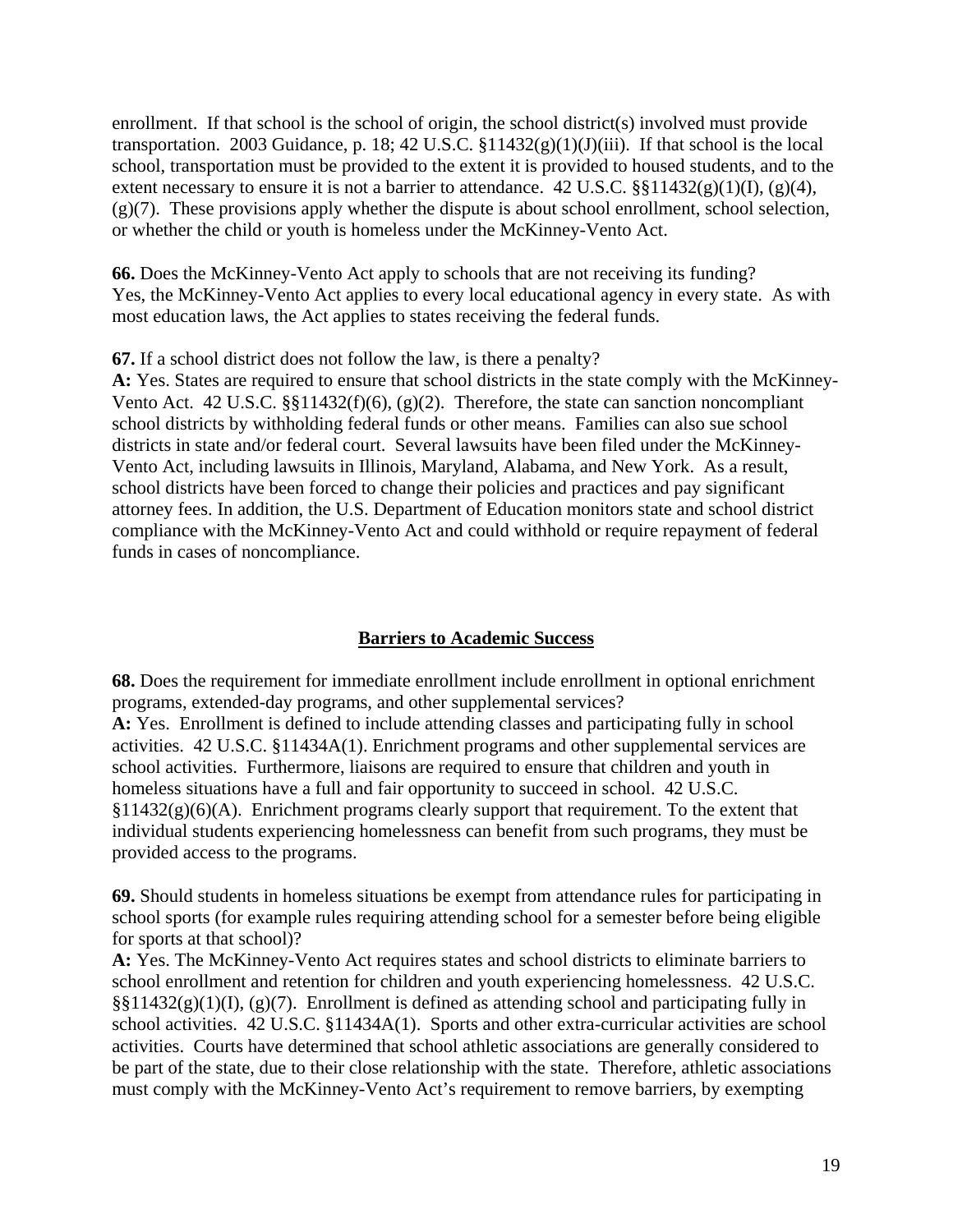enrollment. If that school is the school of origin, the school district(s) involved must provide transportation. 2003 Guidance, p. 18; 42 U.S.C. §11432(g)(1)(J)(iii). If that school is the local school, transportation must be provided to the extent it is provided to housed students, and to the extent necessary to ensure it is not a barrier to attendance. 42 U.S.C. §§11432(g)(1)(I), (g)(4), (g)(7). These provisions apply whether the dispute is about school enrollment, school selection, or whether the child or youth is homeless under the McKinney-Vento Act.

**66.** Does the McKinney-Vento Act apply to schools that are not receiving its funding?
Yes, the McKinney-Vento Act applies to every local educational agency in every state. As with most education laws, the Act applies to states receiving the federal funds.

**67.** If a school district does not follow the law, is there a penalty?
**A:** Yes. States are required to ensure that school districts in the state comply with the McKinney-Vento Act. 42 U.S.C. §§11432(f)(6), (g)(2). Therefore, the state can sanction noncompliant school districts by withholding federal funds or other means. Families can also sue school districts in state and/or federal court. Several lawsuits have been filed under the McKinney-Vento Act, including lawsuits in Illinois, Maryland, Alabama, and New York. As a result, school districts have been forced to change their policies and practices and pay significant attorney fees. In addition, the U.S. Department of Education monitors state and school district compliance with the McKinney-Vento Act and could withhold or require repayment of federal funds in cases of noncompliance.

## Barriers to Academic Success

**68.** Does the requirement for immediate enrollment include enrollment in optional enrichment programs, extended-day programs, and other supplemental services?
**A:** Yes. Enrollment is defined to include attending classes and participating fully in school activities. 42 U.S.C. §11434A(1). Enrichment programs and other supplemental services are school activities. Furthermore, liaisons are required to ensure that children and youth in homeless situations have a full and fair opportunity to succeed in school. 42 U.S.C. §11432(g)(6)(A). Enrichment programs clearly support that requirement. To the extent that individual students experiencing homelessness can benefit from such programs, they must be provided access to the programs.

**69.** Should students in homeless situations be exempt from attendance rules for participating in school sports (for example rules requiring attending school for a semester before being eligible for sports at that school)?
**A:** Yes. The McKinney-Vento Act requires states and school districts to eliminate barriers to school enrollment and retention for children and youth experiencing homelessness. 42 U.S.C. §§11432(g)(1)(I), (g)(7). Enrollment is defined as attending school and participating fully in school activities. 42 U.S.C. §11434A(1). Sports and other extra-curricular activities are school activities. Courts have determined that school athletic associations are generally considered to be part of the state, due to their close relationship with the state. Therefore, athletic associations must comply with the McKinney-Vento Act's requirement to remove barriers, by exempting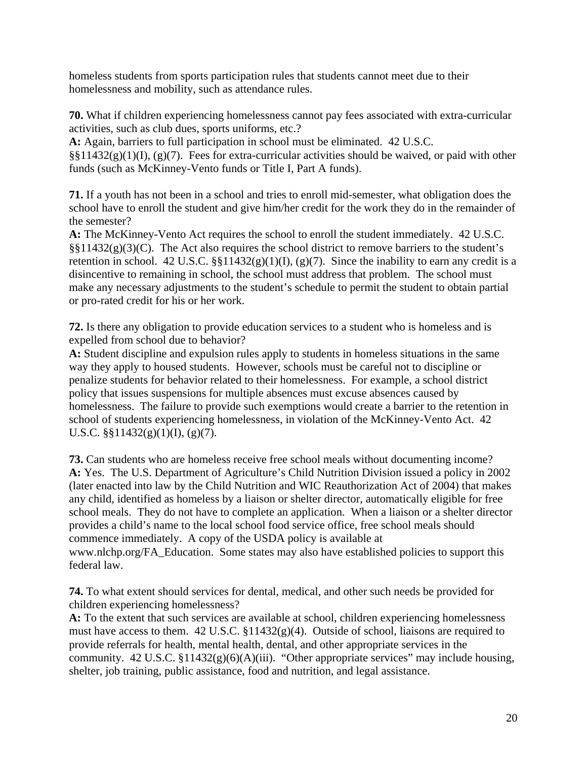homeless students from sports participation rules that students cannot meet due to their homelessness and mobility, such as attendance rules.

**70.** What if children experiencing homelessness cannot pay fees associated with extra-curricular activities, such as club dues, sports uniforms, etc.?
**A:** Again, barriers to full participation in school must be eliminated. 42 U.S.C. §§11432(g)(1)(I), (g)(7). Fees for extra-curricular activities should be waived, or paid with other funds (such as McKinney-Vento funds or Title I, Part A funds).

**71.** If a youth has not been in a school and tries to enroll mid-semester, what obligation does the school have to enroll the student and give him/her credit for the work they do in the remainder of the semester?
**A:** The McKinney-Vento Act requires the school to enroll the student immediately. 42 U.S.C. §§11432(g)(3)(C). The Act also requires the school district to remove barriers to the student's retention in school. 42 U.S.C. §§11432(g)(1)(I), (g)(7). Since the inability to earn any credit is a disincentive to remaining in school, the school must address that problem. The school must make any necessary adjustments to the student's schedule to permit the student to obtain partial or pro-rated credit for his or her work.

**72.** Is there any obligation to provide education services to a student who is homeless and is expelled from school due to behavior?
**A:** Student discipline and expulsion rules apply to students in homeless situations in the same way they apply to housed students. However, schools must be careful not to discipline or penalize students for behavior related to their homelessness. For example, a school district policy that issues suspensions for multiple absences must excuse absences caused by homelessness. The failure to provide such exemptions would create a barrier to the retention in school of students experiencing homelessness, in violation of the McKinney-Vento Act. 42 U.S.C. §§11432(g)(1)(I), (g)(7).

**73.** Can students who are homeless receive free school meals without documenting income?
**A:** Yes. The U.S. Department of Agriculture's Child Nutrition Division issued a policy in 2002 (later enacted into law by the Child Nutrition and WIC Reauthorization Act of 2004) that makes any child, identified as homeless by a liaison or shelter director, automatically eligible for free school meals. They do not have to complete an application. When a liaison or a shelter director provides a child's name to the local school food service office, free school meals should commence immediately. A copy of the USDA policy is available at www.nlchp.org/FA_Education. Some states may also have established policies to support this federal law.

**74.** To what extent should services for dental, medical, and other such needs be provided for children experiencing homelessness?
**A:** To the extent that such services are available at school, children experiencing homelessness must have access to them. 42 U.S.C. §11432(g)(4). Outside of school, liaisons are required to provide referrals for health, mental health, dental, and other appropriate services in the community. 42 U.S.C. §11432(g)(6)(A)(iii). "Other appropriate services" may include housing, shelter, job training, public assistance, food and nutrition, and legal assistance.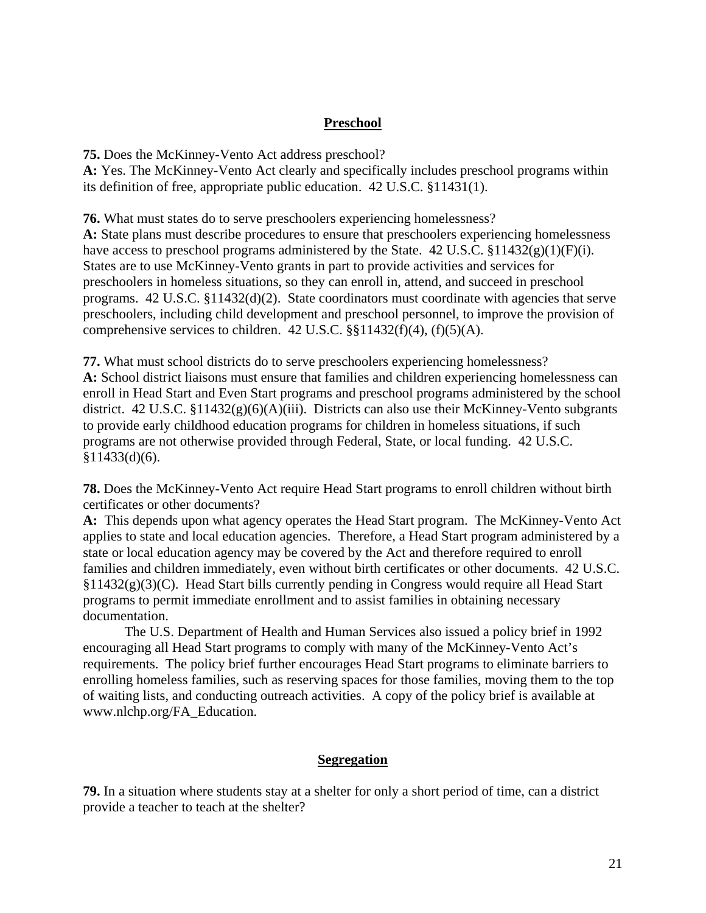## Preschool

**75.** Does the McKinney-Vento Act address preschool?
**A:** Yes. The McKinney-Vento Act clearly and specifically includes preschool programs within its definition of free, appropriate public education. 42 U.S.C. §11431(1).

**76.** What must states do to serve preschoolers experiencing homelessness?
**A:** State plans must describe procedures to ensure that preschoolers experiencing homelessness have access to preschool programs administered by the State. 42 U.S.C. §11432(g)(1)(F)(i). States are to use McKinney-Vento grants in part to provide activities and services for preschoolers in homeless situations, so they can enroll in, attend, and succeed in preschool programs. 42 U.S.C. §11432(d)(2). State coordinators must coordinate with agencies that serve preschoolers, including child development and preschool personnel, to improve the provision of comprehensive services to children. 42 U.S.C. §§11432(f)(4), (f)(5)(A).

**77.** What must school districts do to serve preschoolers experiencing homelessness?
**A:** School district liaisons must ensure that families and children experiencing homelessness can enroll in Head Start and Even Start programs and preschool programs administered by the school district. 42 U.S.C. §11432(g)(6)(A)(iii). Districts can also use their McKinney-Vento subgrants to provide early childhood education programs for children in homeless situations, if such programs are not otherwise provided through Federal, State, or local funding. 42 U.S.C. §11433(d)(6).

**78.** Does the McKinney-Vento Act require Head Start programs to enroll children without birth certificates or other documents?
**A:** This depends upon what agency operates the Head Start program. The McKinney-Vento Act applies to state and local education agencies. Therefore, a Head Start program administered by a state or local education agency may be covered by the Act and therefore required to enroll families and children immediately, even without birth certificates or other documents. 42 U.S.C. §11432(g)(3)(C). Head Start bills currently pending in Congress would require all Head Start programs to permit immediate enrollment and to assist families in obtaining necessary documentation.

The U.S. Department of Health and Human Services also issued a policy brief in 1992 encouraging all Head Start programs to comply with many of the McKinney-Vento Act's requirements. The policy brief further encourages Head Start programs to eliminate barriers to enrolling homeless families, such as reserving spaces for those families, moving them to the top of waiting lists, and conducting outreach activities. A copy of the policy brief is available at www.nlchp.org/FA_Education.

## Segregation

**79.** In a situation where students stay at a shelter for only a short period of time, can a district provide a teacher to teach at the shelter?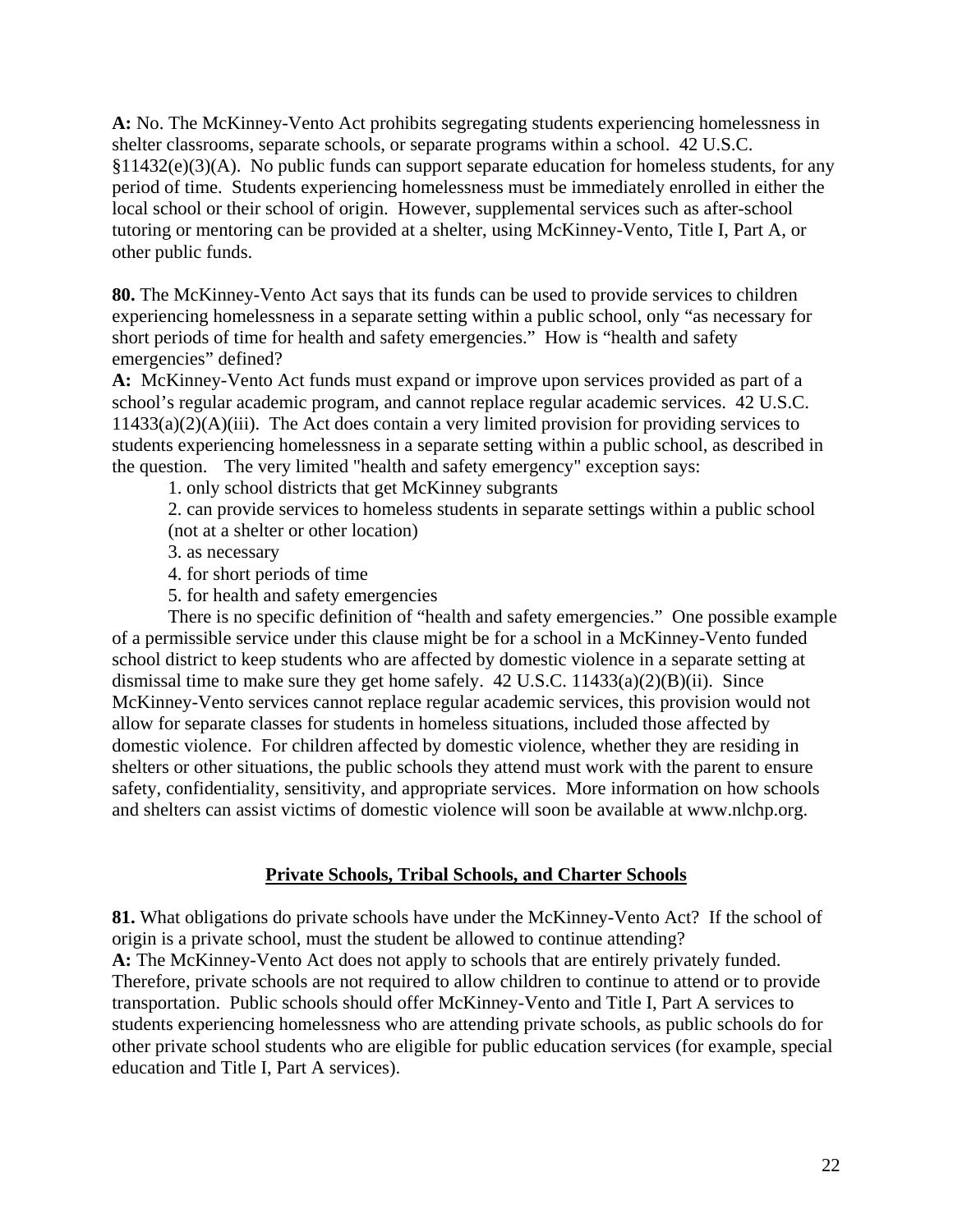**A:** No. The McKinney-Vento Act prohibits segregating students experiencing homelessness in shelter classrooms, separate schools, or separate programs within a school. 42 U.S.C. §11432(e)(3)(A). No public funds can support separate education for homeless students, for any period of time. Students experiencing homelessness must be immediately enrolled in either the local school or their school of origin. However, supplemental services such as after-school tutoring or mentoring can be provided at a shelter, using McKinney-Vento, Title I, Part A, or other public funds.

**80.** The McKinney-Vento Act says that its funds can be used to provide services to children experiencing homelessness in a separate setting within a public school, only "as necessary for short periods of time for health and safety emergencies." How is "health and safety emergencies" defined?

**A:** McKinney-Vento Act funds must expand or improve upon services provided as part of a school's regular academic program, and cannot replace regular academic services. 42 U.S.C. 11433(a)(2)(A)(iii). The Act does contain a very limited provision for providing services to students experiencing homelessness in a separate setting within a public school, as described in the question. The very limited "health and safety emergency" exception says:

1. only school districts that get McKinney subgrants
2. can provide services to homeless students in separate settings within a public school (not at a shelter or other location)
3. as necessary
4. for short periods of time
5. for health and safety emergencies

There is no specific definition of "health and safety emergencies." One possible example of a permissible service under this clause might be for a school in a McKinney-Vento funded school district to keep students who are affected by domestic violence in a separate setting at dismissal time to make sure they get home safely. 42 U.S.C. 11433(a)(2)(B)(ii). Since McKinney-Vento services cannot replace regular academic services, this provision would not allow for separate classes for students in homeless situations, included those affected by domestic violence. For children affected by domestic violence, whether they are residing in shelters or other situations, the public schools they attend must work with the parent to ensure safety, confidentiality, sensitivity, and appropriate services. More information on how schools and shelters can assist victims of domestic violence will soon be available at www.nlchp.org.

## Private Schools, Tribal Schools, and Charter Schools

**81.** What obligations do private schools have under the McKinney-Vento Act? If the school of origin is a private school, must the student be allowed to continue attending?

**A:** The McKinney-Vento Act does not apply to schools that are entirely privately funded. Therefore, private schools are not required to allow children to continue to attend or to provide transportation. Public schools should offer McKinney-Vento and Title I, Part A services to students experiencing homelessness who are attending private schools, as public schools do for other private school students who are eligible for public education services (for example, special education and Title I, Part A services).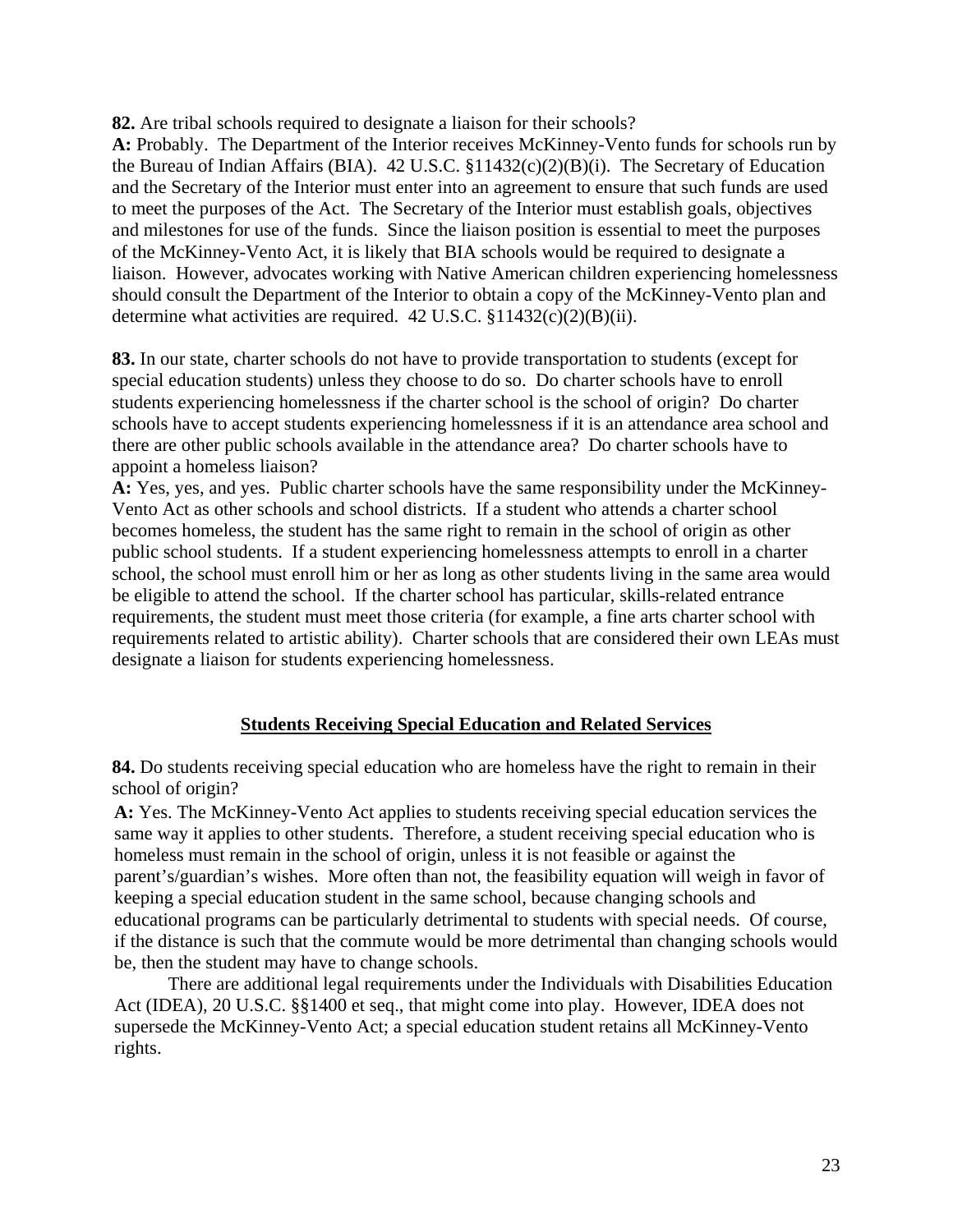**82.** Are tribal schools required to designate a liaison for their schools?
**A:** Probably. The Department of the Interior receives McKinney-Vento funds for schools run by the Bureau of Indian Affairs (BIA). 42 U.S.C. §11432(c)(2)(B)(i). The Secretary of Education and the Secretary of the Interior must enter into an agreement to ensure that such funds are used to meet the purposes of the Act. The Secretary of the Interior must establish goals, objectives and milestones for use of the funds. Since the liaison position is essential to meet the purposes of the McKinney-Vento Act, it is likely that BIA schools would be required to designate a liaison. However, advocates working with Native American children experiencing homelessness should consult the Department of the Interior to obtain a copy of the McKinney-Vento plan and determine what activities are required. 42 U.S.C. §11432(c)(2)(B)(ii).

**83.** In our state, charter schools do not have to provide transportation to students (except for special education students) unless they choose to do so. Do charter schools have to enroll students experiencing homelessness if the charter school is the school of origin? Do charter schools have to accept students experiencing homelessness if it is an attendance area school and there are other public schools available in the attendance area? Do charter schools have to appoint a homeless liaison?
**A:** Yes, yes, and yes. Public charter schools have the same responsibility under the McKinney-Vento Act as other schools and school districts. If a student who attends a charter school becomes homeless, the student has the same right to remain in the school of origin as other public school students. If a student experiencing homelessness attempts to enroll in a charter school, the school must enroll him or her as long as other students living in the same area would be eligible to attend the school. If the charter school has particular, skills-related entrance requirements, the student must meet those criteria (for example, a fine arts charter school with requirements related to artistic ability). Charter schools that are considered their own LEAs must designate a liaison for students experiencing homelessness.

## Students Receiving Special Education and Related Services

**84.** Do students receiving special education who are homeless have the right to remain in their school of origin?
**A:** Yes. The McKinney-Vento Act applies to students receiving special education services the same way it applies to other students. Therefore, a student receiving special education who is homeless must remain in the school of origin, unless it is not feasible or against the parent's/guardian's wishes. More often than not, the feasibility equation will weigh in favor of keeping a special education student in the same school, because changing schools and educational programs can be particularly detrimental to students with special needs. Of course, if the distance is such that the commute would be more detrimental than changing schools would be, then the student may have to change schools.

There are additional legal requirements under the Individuals with Disabilities Education Act (IDEA), 20 U.S.C. §§1400 et seq., that might come into play. However, IDEA does not supersede the McKinney-Vento Act; a special education student retains all McKinney-Vento rights.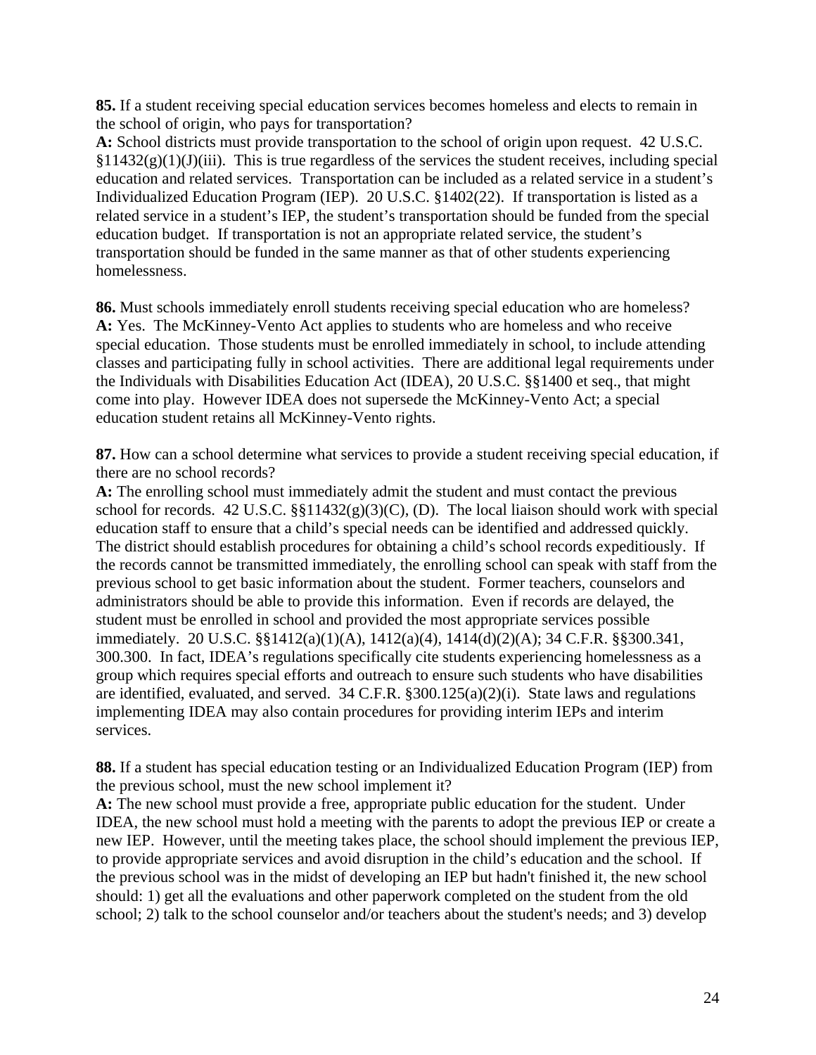**85.** If a student receiving special education services becomes homeless and elects to remain in the school of origin, who pays for transportation?
**A:** School districts must provide transportation to the school of origin upon request. 42 U.S.C. §11432(g)(1)(J)(iii). This is true regardless of the services the student receives, including special education and related services. Transportation can be included as a related service in a student's Individualized Education Program (IEP). 20 U.S.C. §1402(22). If transportation is listed as a related service in a student's IEP, the student's transportation should be funded from the special education budget. If transportation is not an appropriate related service, the student's transportation should be funded in the same manner as that of other students experiencing homelessness.

**86.** Must schools immediately enroll students receiving special education who are homeless?
**A:** Yes. The McKinney-Vento Act applies to students who are homeless and who receive special education. Those students must be enrolled immediately in school, to include attending classes and participating fully in school activities. There are additional legal requirements under the Individuals with Disabilities Education Act (IDEA), 20 U.S.C. §§1400 et seq., that might come into play. However IDEA does not supersede the McKinney-Vento Act; a special education student retains all McKinney-Vento rights.

**87.** How can a school determine what services to provide a student receiving special education, if there are no school records?
**A:** The enrolling school must immediately admit the student and must contact the previous school for records. 42 U.S.C. §§11432(g)(3)(C), (D). The local liaison should work with special education staff to ensure that a child's special needs can be identified and addressed quickly. The district should establish procedures for obtaining a child's school records expeditiously. If the records cannot be transmitted immediately, the enrolling school can speak with staff from the previous school to get basic information about the student. Former teachers, counselors and administrators should be able to provide this information. Even if records are delayed, the student must be enrolled in school and provided the most appropriate services possible immediately. 20 U.S.C. §§1412(a)(1)(A), 1412(a)(4), 1414(d)(2)(A); 34 C.F.R. §§300.341, 300.300. In fact, IDEA's regulations specifically cite students experiencing homelessness as a group which requires special efforts and outreach to ensure such students who have disabilities are identified, evaluated, and served. 34 C.F.R. §300.125(a)(2)(i). State laws and regulations implementing IDEA may also contain procedures for providing interim IEPs and interim services.

**88.** If a student has special education testing or an Individualized Education Program (IEP) from the previous school, must the new school implement it?
**A:** The new school must provide a free, appropriate public education for the student. Under IDEA, the new school must hold a meeting with the parents to adopt the previous IEP or create a new IEP. However, until the meeting takes place, the school should implement the previous IEP, to provide appropriate services and avoid disruption in the child's education and the school. If the previous school was in the midst of developing an IEP but hadn't finished it, the new school should: 1) get all the evaluations and other paperwork completed on the student from the old school; 2) talk to the school counselor and/or teachers about the student's needs; and 3) develop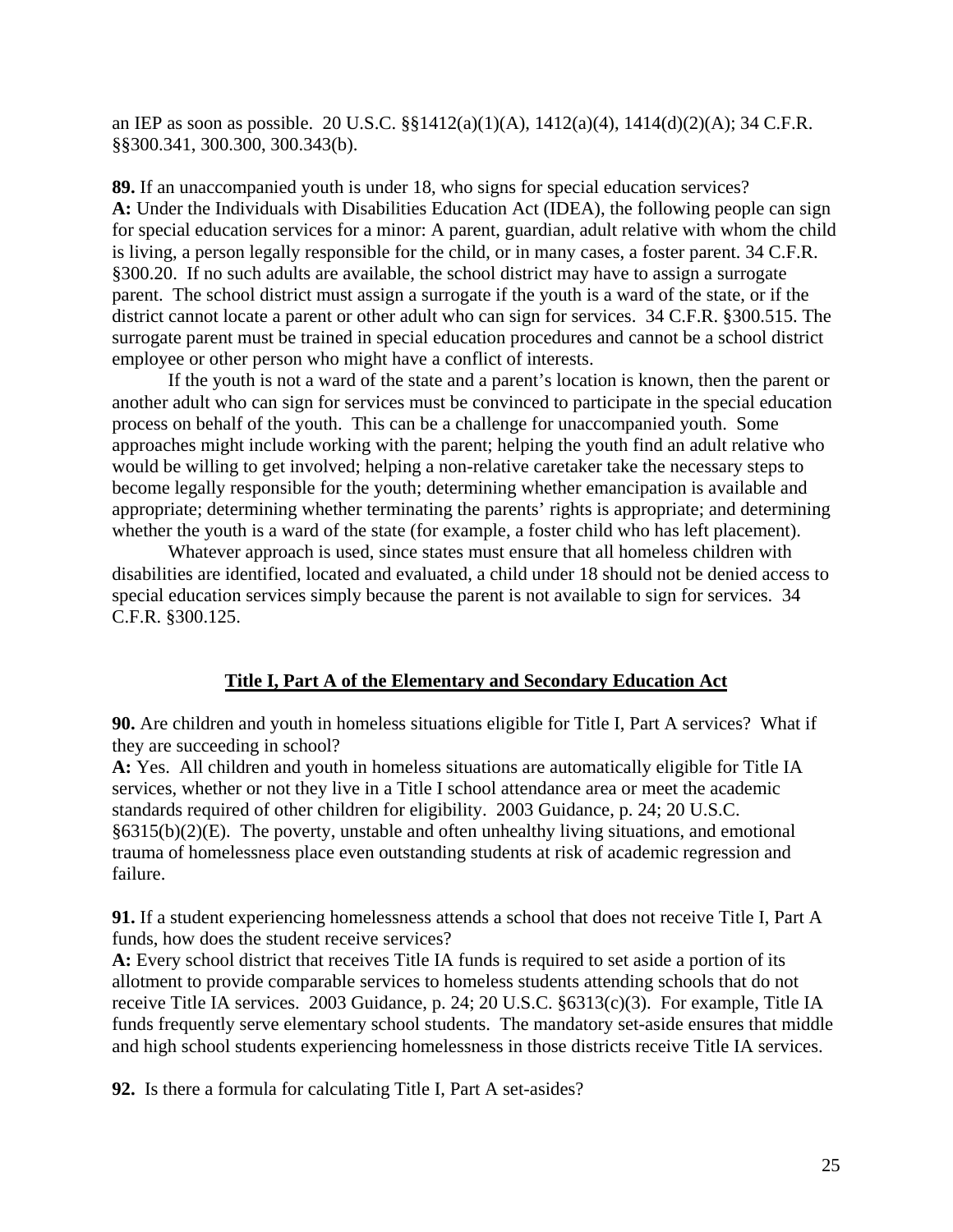an IEP as soon as possible. 20 U.S.C. §§1412(a)(1)(A), 1412(a)(4), 1414(d)(2)(A); 34 C.F.R. §§300.341, 300.300, 300.343(b).

**89.** If an unaccompanied youth is under 18, who signs for special education services?
**A:** Under the Individuals with Disabilities Education Act (IDEA), the following people can sign for special education services for a minor: A parent, guardian, adult relative with whom the child is living, a person legally responsible for the child, or in many cases, a foster parent. 34 C.F.R. §300.20. If no such adults are available, the school district may have to assign a surrogate parent. The school district must assign a surrogate if the youth is a ward of the state, or if the district cannot locate a parent or other adult who can sign for services. 34 C.F.R. §300.515. The surrogate parent must be trained in special education procedures and cannot be a school district employee or other person who might have a conflict of interests.

If the youth is not a ward of the state and a parent's location is known, then the parent or another adult who can sign for services must be convinced to participate in the special education process on behalf of the youth. This can be a challenge for unaccompanied youth. Some approaches might include working with the parent; helping the youth find an adult relative who would be willing to get involved; helping a non-relative caretaker take the necessary steps to become legally responsible for the youth; determining whether emancipation is available and appropriate; determining whether terminating the parents' rights is appropriate; and determining whether the youth is a ward of the state (for example, a foster child who has left placement).

Whatever approach is used, since states must ensure that all homeless children with disabilities are identified, located and evaluated, a child under 18 should not be denied access to special education services simply because the parent is not available to sign for services. 34 C.F.R. §300.125.

## Title I, Part A of the Elementary and Secondary Education Act

**90.** Are children and youth in homeless situations eligible for Title I, Part A services? What if they are succeeding in school?
**A:** Yes. All children and youth in homeless situations are automatically eligible for Title IA services, whether or not they live in a Title I school attendance area or meet the academic standards required of other children for eligibility. 2003 Guidance, p. 24; 20 U.S.C. §6315(b)(2)(E). The poverty, unstable and often unhealthy living situations, and emotional trauma of homelessness place even outstanding students at risk of academic regression and failure.

**91.** If a student experiencing homelessness attends a school that does not receive Title I, Part A funds, how does the student receive services?
**A:** Every school district that receives Title IA funds is required to set aside a portion of its allotment to provide comparable services to homeless students attending schools that do not receive Title IA services. 2003 Guidance, p. 24; 20 U.S.C. §6313(c)(3). For example, Title IA funds frequently serve elementary school students. The mandatory set-aside ensures that middle and high school students experiencing homelessness in those districts receive Title IA services.

**92.** Is there a formula for calculating Title I, Part A set-asides?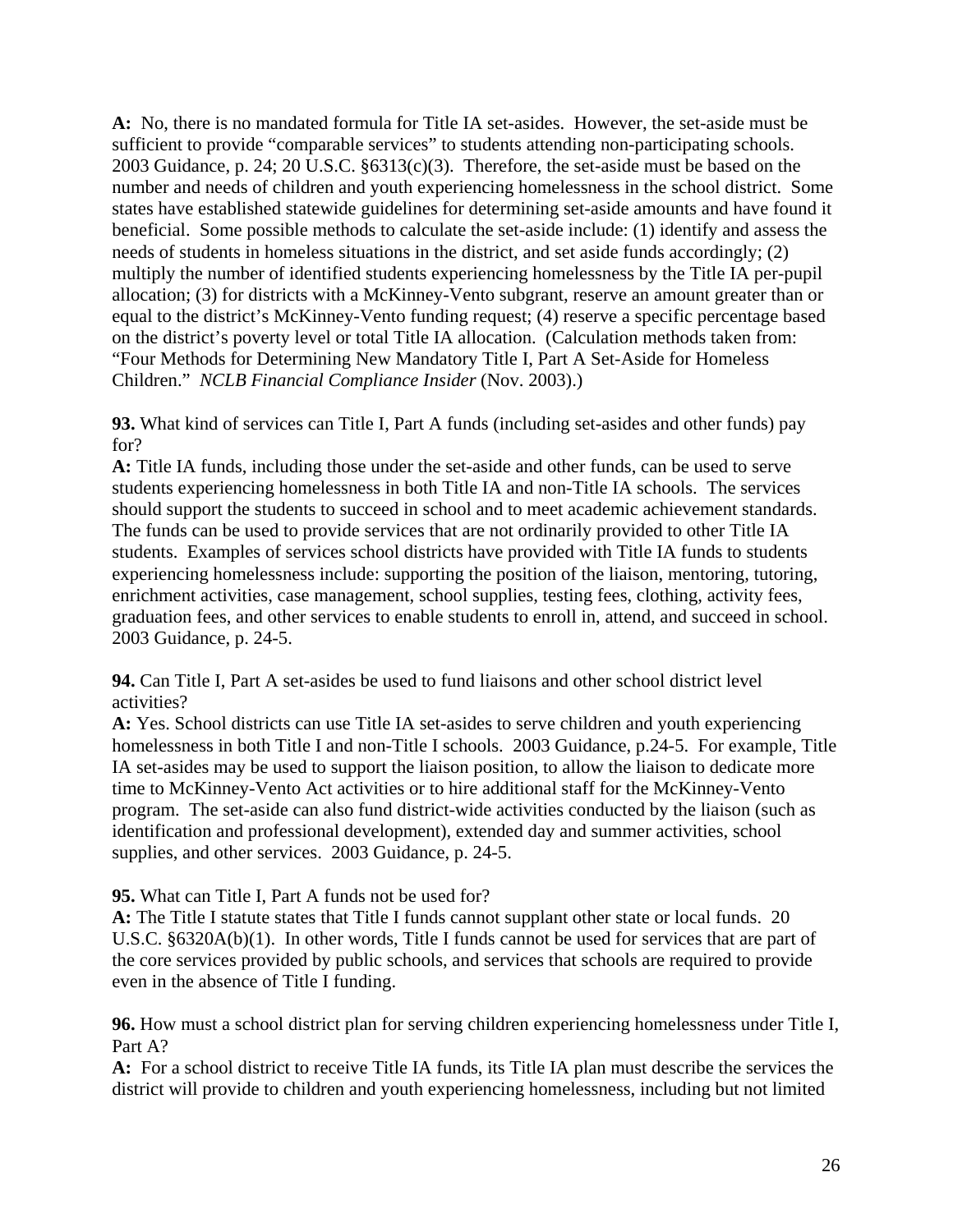**A:** No, there is no mandated formula for Title IA set-asides. However, the set-aside must be sufficient to provide "comparable services" to students attending non-participating schools. 2003 Guidance, p. 24; 20 U.S.C. §6313(c)(3). Therefore, the set-aside must be based on the number and needs of children and youth experiencing homelessness in the school district. Some states have established statewide guidelines for determining set-aside amounts and have found it beneficial. Some possible methods to calculate the set-aside include: (1) identify and assess the needs of students in homeless situations in the district, and set aside funds accordingly; (2) multiply the number of identified students experiencing homelessness by the Title IA per-pupil allocation; (3) for districts with a McKinney-Vento subgrant, reserve an amount greater than or equal to the district's McKinney-Vento funding request; (4) reserve a specific percentage based on the district's poverty level or total Title IA allocation. (Calculation methods taken from: "Four Methods for Determining New Mandatory Title I, Part A Set-Aside for Homeless Children." *NCLB Financial Compliance Insider* (Nov. 2003).)

**93.** What kind of services can Title I, Part A funds (including set-asides and other funds) pay for?
**A:** Title IA funds, including those under the set-aside and other funds, can be used to serve students experiencing homelessness in both Title IA and non-Title IA schools. The services should support the students to succeed in school and to meet academic achievement standards. The funds can be used to provide services that are not ordinarily provided to other Title IA students. Examples of services school districts have provided with Title IA funds to students experiencing homelessness include: supporting the position of the liaison, mentoring, tutoring, enrichment activities, case management, school supplies, testing fees, clothing, activity fees, graduation fees, and other services to enable students to enroll in, attend, and succeed in school. 2003 Guidance, p. 24-5.

**94.** Can Title I, Part A set-asides be used to fund liaisons and other school district level activities?
**A:** Yes. School districts can use Title IA set-asides to serve children and youth experiencing homelessness in both Title I and non-Title I schools. 2003 Guidance, p.24-5. For example, Title IA set-asides may be used to support the liaison position, to allow the liaison to dedicate more time to McKinney-Vento Act activities or to hire additional staff for the McKinney-Vento program. The set-aside can also fund district-wide activities conducted by the liaison (such as identification and professional development), extended day and summer activities, school supplies, and other services. 2003 Guidance, p. 24-5.

**95.** What can Title I, Part A funds not be used for?
**A:** The Title I statute states that Title I funds cannot supplant other state or local funds. 20 U.S.C. §6320A(b)(1). In other words, Title I funds cannot be used for services that are part of the core services provided by public schools, and services that schools are required to provide even in the absence of Title I funding.

**96.** How must a school district plan for serving children experiencing homelessness under Title I, Part A?
**A:** For a school district to receive Title IA funds, its Title IA plan must describe the services the district will provide to children and youth experiencing homelessness, including but not limited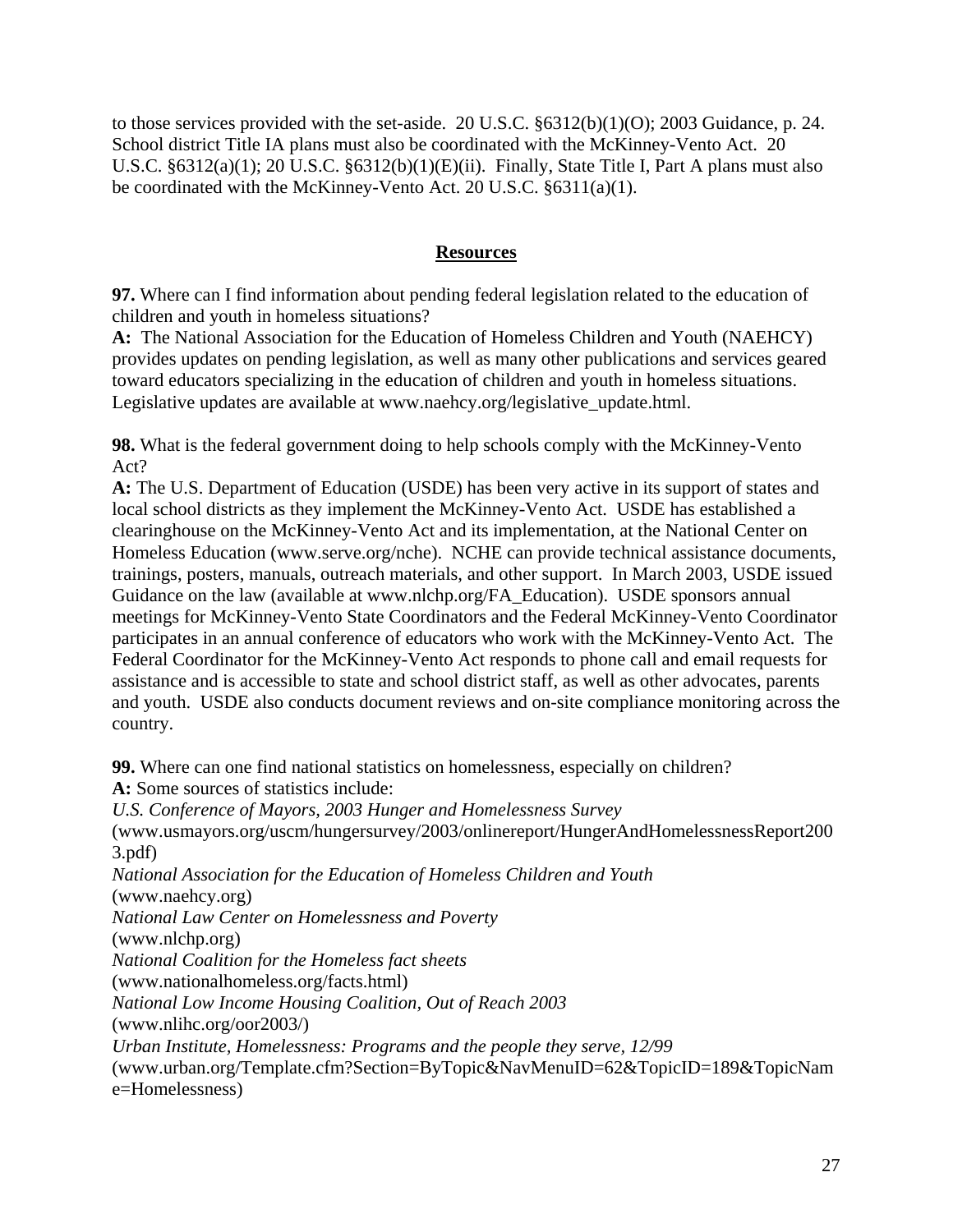to those services provided with the set-aside. 20 U.S.C. §6312(b)(1)(O); 2003 Guidance, p. 24. School district Title IA plans must also be coordinated with the McKinney-Vento Act. 20 U.S.C. §6312(a)(1); 20 U.S.C. §6312(b)(1)(E)(ii). Finally, State Title I, Part A plans must also be coordinated with the McKinney-Vento Act. 20 U.S.C. §6311(a)(1).

## Resources

**97.** Where can I find information about pending federal legislation related to the education of children and youth in homeless situations?
**A:** The National Association for the Education of Homeless Children and Youth (NAEHCY) provides updates on pending legislation, as well as many other publications and services geared toward educators specializing in the education of children and youth in homeless situations. Legislative updates are available at www.naehcy.org/legislative_update.html.

**98.** What is the federal government doing to help schools comply with the McKinney-Vento Act?
**A:** The U.S. Department of Education (USDE) has been very active in its support of states and local school districts as they implement the McKinney-Vento Act. USDE has established a clearinghouse on the McKinney-Vento Act and its implementation, at the National Center on Homeless Education (www.serve.org/nche). NCHE can provide technical assistance documents, trainings, posters, manuals, outreach materials, and other support. In March 2003, USDE issued Guidance on the law (available at www.nlchp.org/FA_Education). USDE sponsors annual meetings for McKinney-Vento State Coordinators and the Federal McKinney-Vento Coordinator participates in an annual conference of educators who work with the McKinney-Vento Act. The Federal Coordinator for the McKinney-Vento Act responds to phone call and email requests for assistance and is accessible to state and school district staff, as well as other advocates, parents and youth. USDE also conducts document reviews and on-site compliance monitoring across the country.

**99.** Where can one find national statistics on homelessness, especially on children?
**A:** Some sources of statistics include:
*U.S. Conference of Mayors, 2003 Hunger and Homelessness Survey*
(www.usmayors.org/uscm/hungersurvey/2003/onlinereport/HungerAndHomelessnessReport2003.pdf)
*National Association for the Education of Homeless Children and Youth*
(www.naehcy.org)
*National Law Center on Homelessness and Poverty*
(www.nlchp.org)
*National Coalition for the Homeless fact sheets*
(www.nationalhomeless.org/facts.html)
*National Low Income Housing Coalition, Out of Reach 2003*
(www.nlihc.org/oor2003/)
*Urban Institute, Homelessness: Programs and the people they serve, 12/99*
(www.urban.org/Template.cfm?Section=ByTopic&NavMenuID=62&TopicID=189&TopicName=Homelessness)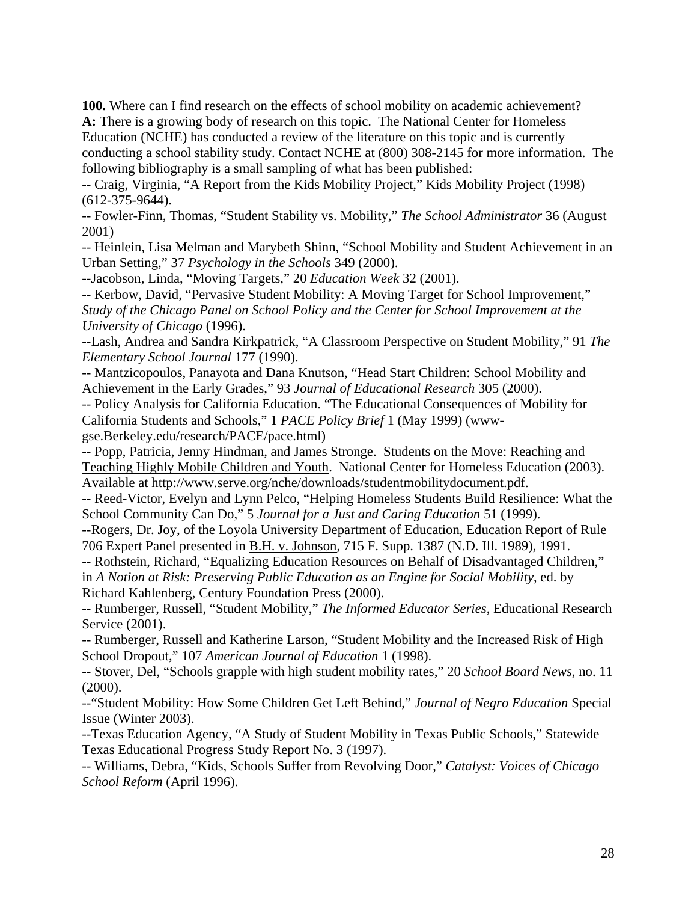**100.** Where can I find research on the effects of school mobility on academic achievement?

**A:** There is a growing body of research on this topic. The National Center for Homeless Education (NCHE) has conducted a review of the literature on this topic and is currently conducting a school stability study. Contact NCHE at (800) 308-2145 for more information. The following bibliography is a small sampling of what has been published:

-- Craig, Virginia, "A Report from the Kids Mobility Project," Kids Mobility Project (1998) (612-375-9644).

-- Fowler-Finn, Thomas, "Student Stability vs. Mobility," *The School Administrator* 36 (August 2001)

-- Heinlein, Lisa Melman and Marybeth Shinn, "School Mobility and Student Achievement in an Urban Setting," 37 *Psychology in the Schools* 349 (2000).

--Jacobson, Linda, "Moving Targets," 20 *Education Week* 32 (2001).

-- Kerbow, David, "Pervasive Student Mobility: A Moving Target for School Improvement," *Study of the Chicago Panel on School Policy and the Center for School Improvement at the University of Chicago* (1996).

--Lash, Andrea and Sandra Kirkpatrick, "A Classroom Perspective on Student Mobility," 91 *The Elementary School Journal* 177 (1990).

-- Mantzicopoulos, Panayota and Dana Knutson, "Head Start Children: School Mobility and Achievement in the Early Grades," 93 *Journal of Educational Research* 305 (2000).

-- Policy Analysis for California Education. "The Educational Consequences of Mobility for California Students and Schools," 1 *PACE Policy Brief* 1 (May 1999) (www-gse.Berkeley.edu/research/PACE/pace.html)

-- Popp, Patricia, Jenny Hindman, and James Stronge. Students on the Move: Reaching and Teaching Highly Mobile Children and Youth. National Center for Homeless Education (2003). Available at http://www.serve.org/nche/downloads/studentmobilitydocument.pdf.

-- Reed-Victor, Evelyn and Lynn Pelco, "Helping Homeless Students Build Resilience: What the School Community Can Do," 5 *Journal for a Just and Caring Education* 51 (1999).

--Rogers, Dr. Joy, of the Loyola University Department of Education, Education Report of Rule 706 Expert Panel presented in B.H. v. Johnson, 715 F. Supp. 1387 (N.D. Ill. 1989), 1991.

-- Rothstein, Richard, "Equalizing Education Resources on Behalf of Disadvantaged Children," in *A Notion at Risk: Preserving Public Education as an Engine for Social Mobility*, ed. by Richard Kahlenberg, Century Foundation Press (2000).

-- Rumberger, Russell, "Student Mobility," *The Informed Educator Series*, Educational Research Service (2001).

-- Rumberger, Russell and Katherine Larson, "Student Mobility and the Increased Risk of High School Dropout," 107 *American Journal of Education* 1 (1998).

-- Stover, Del, "Schools grapple with high student mobility rates," 20 *School Board News*, no. 11 (2000).

--"Student Mobility: How Some Children Get Left Behind," *Journal of Negro Education* Special Issue (Winter 2003).

--Texas Education Agency, "A Study of Student Mobility in Texas Public Schools," Statewide Texas Educational Progress Study Report No. 3 (1997).

-- Williams, Debra, "Kids, Schools Suffer from Revolving Door," *Catalyst: Voices of Chicago School Reform* (April 1996).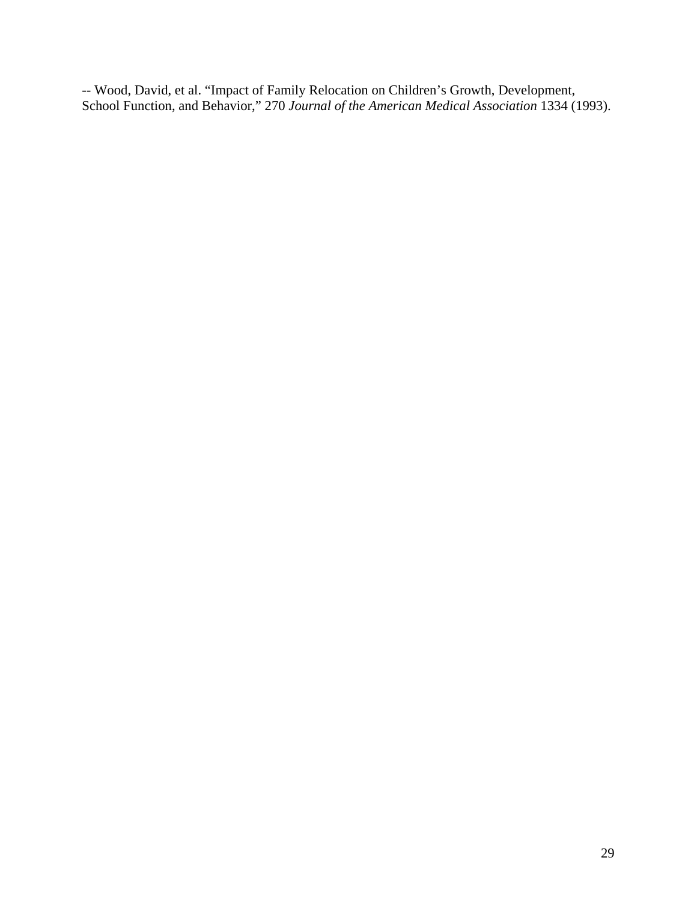-- Wood, David, et al. "Impact of Family Relocation on Children's Growth, Development, School Function, and Behavior," 270 *Journal of the American Medical Association* 1334 (1993).